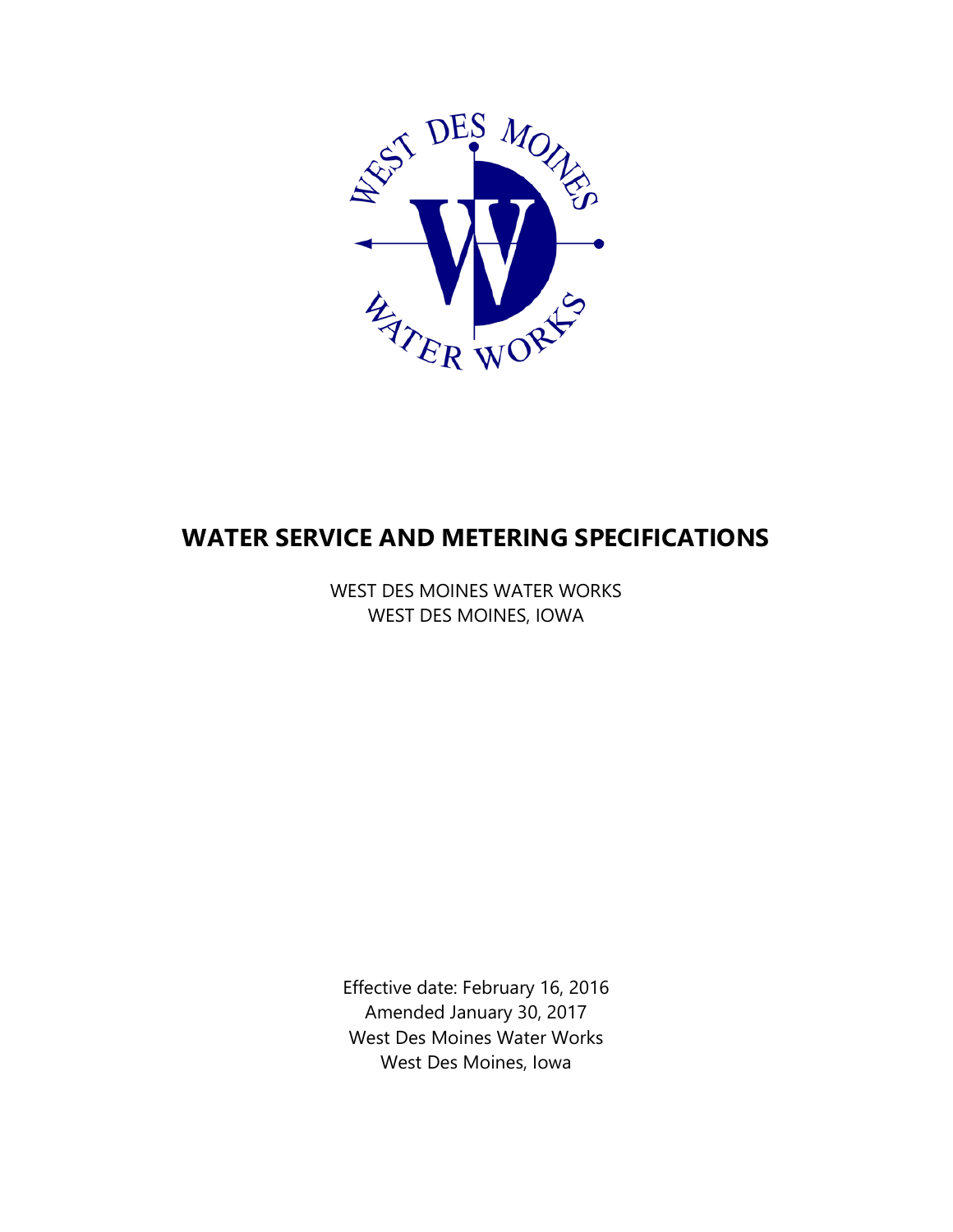# WATER SERVICE AND METERING SPECIFICATIONS

WEST DES MOINES WATER WORKS
WEST DES MOINES, IOWA

Effective date: February 16, 2016
Amended January 30, 2017
West Des Moines Water Works
West Des Moines, Iowa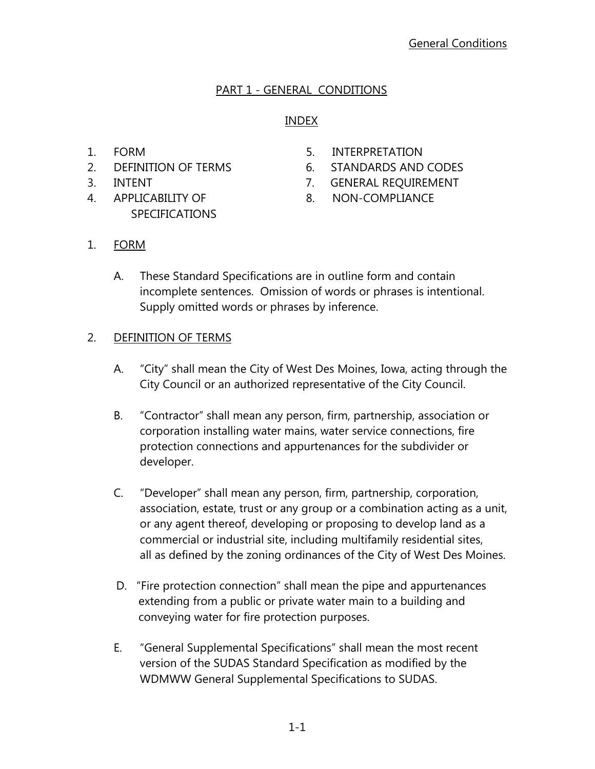## PART 1 - GENERAL CONDITIONS

### INDEX

1. FORM
2. DEFINITION OF TERMS
3. INTENT
4. APPLICABILITY OF SPECIFICATIONS
5. INTERPRETATION
6. STANDARDS AND CODES
7. GENERAL REQUIREMENT
8. NON-COMPLIANCE

1. FORM

   A. These Standard Specifications are in outline form and contain incomplete sentences. Omission of words or phrases is intentional. Supply omitted words or phrases by inference.

2. DEFINITION OF TERMS

   A. "City" shall mean the City of West Des Moines, Iowa, acting through the City Council or an authorized representative of the City Council.

   B. "Contractor" shall mean any person, firm, partnership, association or corporation installing water mains, water service connections, fire protection connections and appurtenances for the subdivider or developer.

   C. "Developer" shall mean any person, firm, partnership, corporation, association, estate, trust or any group or a combination acting as a unit, or any agent thereof, developing or proposing to develop land as a commercial or industrial site, including multifamily residential sites, all as defined by the zoning ordinances of the City of West Des Moines.

   D. "Fire protection connection" shall mean the pipe and appurtenances extending from a public or private water main to a building and conveying water for fire protection purposes.

   E. "General Supplemental Specifications" shall mean the most recent version of the SUDAS Standard Specification as modified by the WDMWW General Supplemental Specifications to SUDAS.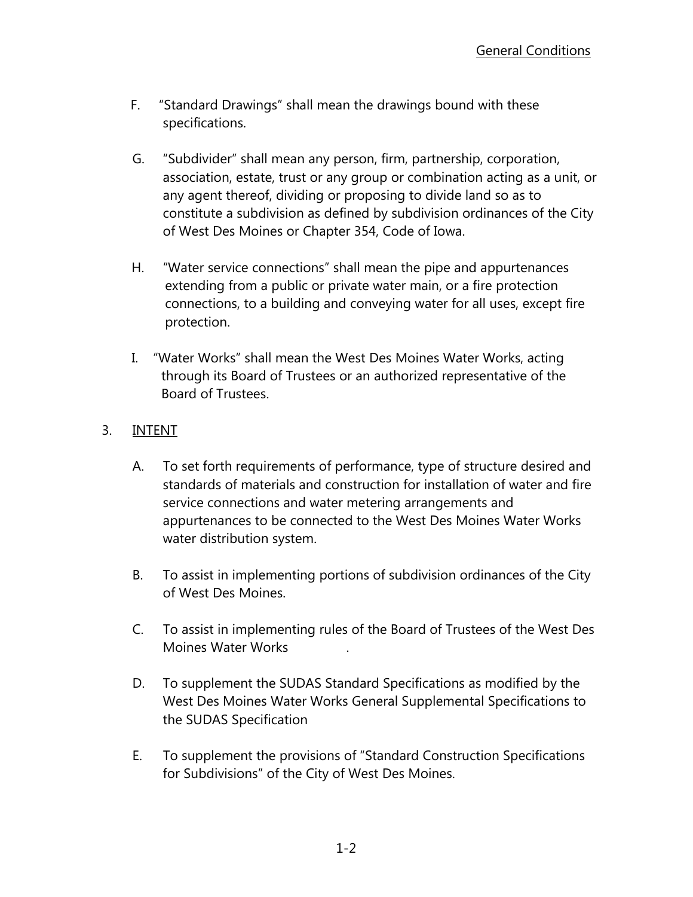F. "Standard Drawings" shall mean the drawings bound with these specifications.

G. "Subdivider" shall mean any person, firm, partnership, corporation, association, estate, trust or any group or combination acting as a unit, or any agent thereof, dividing or proposing to divide land so as to constitute a subdivision as defined by subdivision ordinances of the City of West Des Moines or Chapter 354, Code of Iowa.

H. "Water service connections" shall mean the pipe and appurtenances extending from a public or private water main, or a fire protection connections, to a building and conveying water for all uses, except fire protection.

I. "Water Works" shall mean the West Des Moines Water Works, acting through its Board of Trustees or an authorized representative of the Board of Trustees.

3. INTENT

A. To set forth requirements of performance, type of structure desired and standards of materials and construction for installation of water and fire service connections and water metering arrangements and appurtenances to be connected to the West Des Moines Water Works water distribution system.

B. To assist in implementing portions of subdivision ordinances of the City of West Des Moines.

C. To assist in implementing rules of the Board of Trustees of the West Des Moines Water Works .

D. To supplement the SUDAS Standard Specifications as modified by the West Des Moines Water Works General Supplemental Specifications to the SUDAS Specification

E. To supplement the provisions of "Standard Construction Specifications for Subdivisions" of the City of West Des Moines.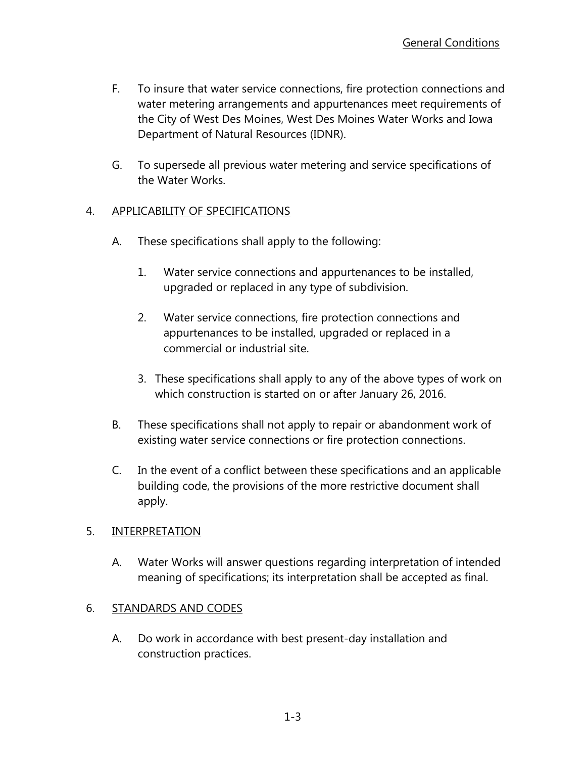F. To insure that water service connections, fire protection connections and water metering arrangements and appurtenances meet requirements of the City of West Des Moines, West Des Moines Water Works and Iowa Department of Natural Resources (IDNR).

G. To supersede all previous water metering and service specifications of the Water Works.

4. APPLICABILITY OF SPECIFICATIONS

   A. These specifications shall apply to the following:

      1. Water service connections and appurtenances to be installed, upgraded or replaced in any type of subdivision.

      2. Water service connections, fire protection connections and appurtenances to be installed, upgraded or replaced in a commercial or industrial site.

      3. These specifications shall apply to any of the above types of work on which construction is started on or after January 26, 2016.

   B. These specifications shall not apply to repair or abandonment work of existing water service connections or fire protection connections.

   C. In the event of a conflict between these specifications and an applicable building code, the provisions of the more restrictive document shall apply.

5. INTERPRETATION

   A. Water Works will answer questions regarding interpretation of intended meaning of specifications; its interpretation shall be accepted as final.

6. STANDARDS AND CODES

   A. Do work in accordance with best present-day installation and construction practices.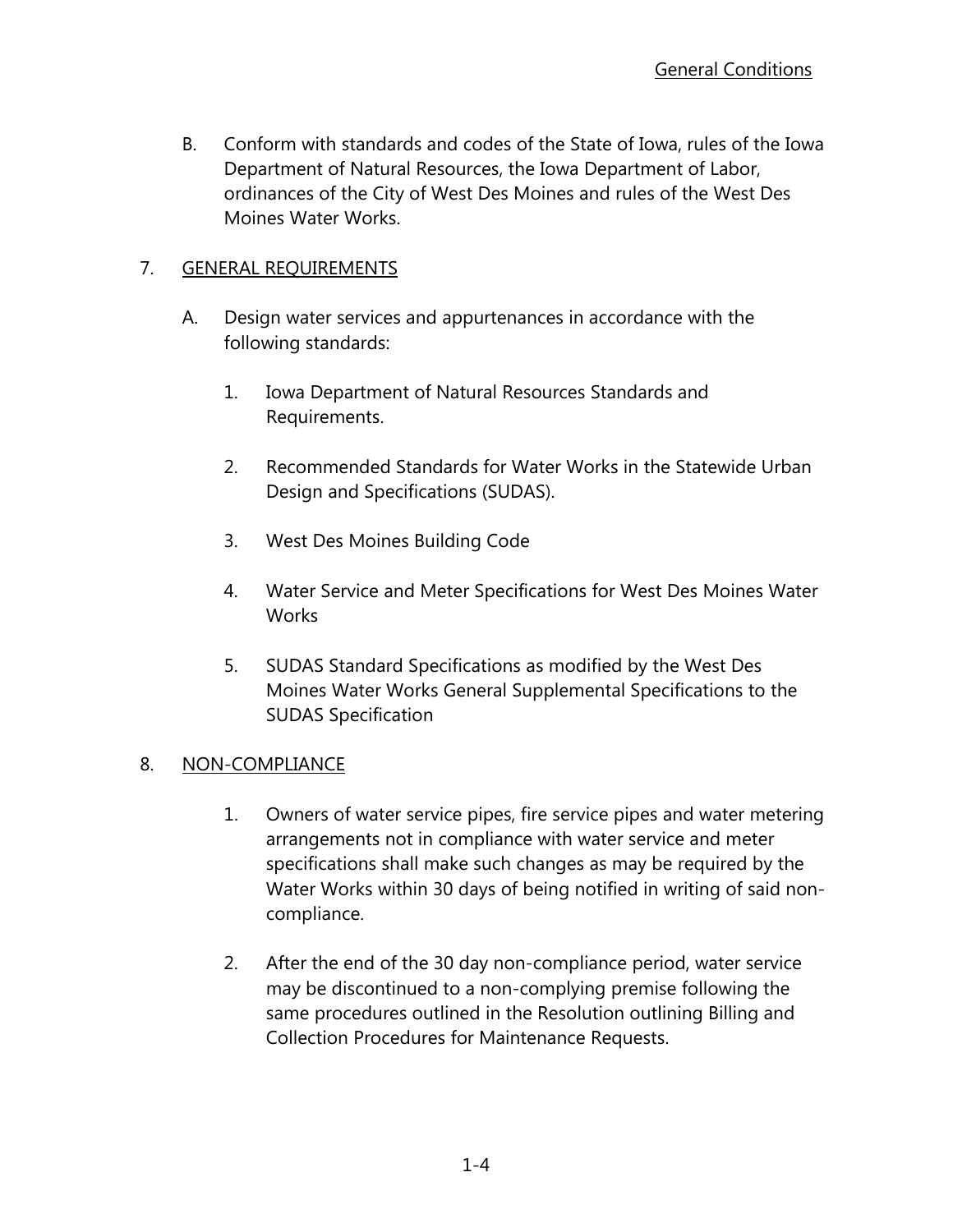B. Conform with standards and codes of the State of Iowa, rules of the Iowa Department of Natural Resources, the Iowa Department of Labor, ordinances of the City of West Des Moines and rules of the West Des Moines Water Works.

## 7. GENERAL REQUIREMENTS

A. Design water services and appurtenances in accordance with the following standards:

1. Iowa Department of Natural Resources Standards and Requirements.

2. Recommended Standards for Water Works in the Statewide Urban Design and Specifications (SUDAS).

3. West Des Moines Building Code

4. Water Service and Meter Specifications for West Des Moines Water Works

5. SUDAS Standard Specifications as modified by the West Des Moines Water Works General Supplemental Specifications to the SUDAS Specification

## 8. NON-COMPLIANCE

1. Owners of water service pipes, fire service pipes and water metering arrangements not in compliance with water service and meter specifications shall make such changes as may be required by the Water Works within 30 days of being notified in writing of said non-compliance.

2. After the end of the 30 day non-compliance period, water service may be discontinued to a non-complying premise following the same procedures outlined in the Resolution outlining Billing and Collection Procedures for Maintenance Requests.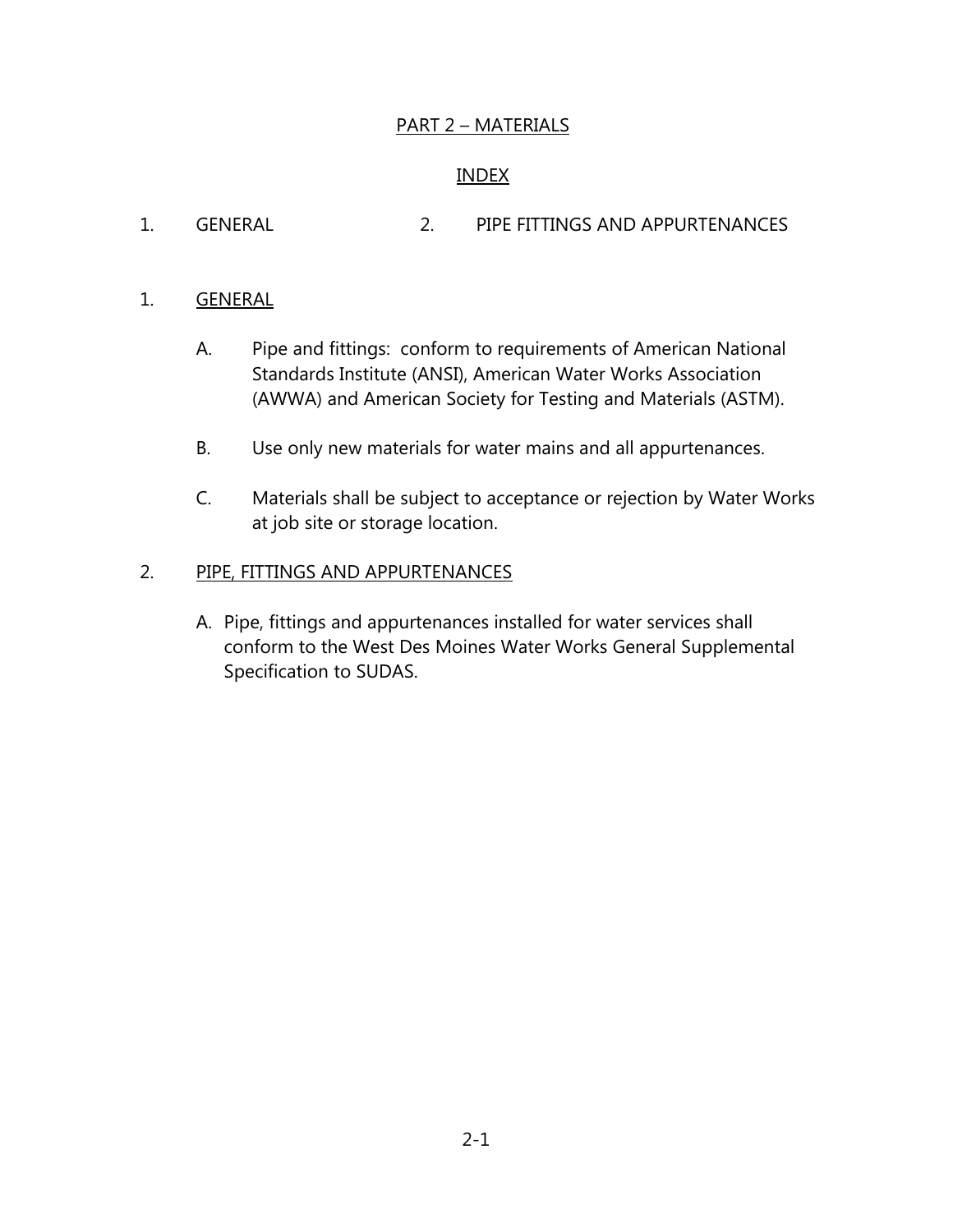## PART 2 – MATERIALS

### INDEX

1. GENERAL
2. PIPE FITTINGS AND APPURTENANCES

### 1. GENERAL

A. Pipe and fittings: conform to requirements of American National Standards Institute (ANSI), American Water Works Association (AWWA) and American Society for Testing and Materials (ASTM).

B. Use only new materials for water mains and all appurtenances.

C. Materials shall be subject to acceptance or rejection by Water Works at job site or storage location.

### 2. PIPE, FITTINGS AND APPURTENANCES

A. Pipe, fittings and appurtenances installed for water services shall conform to the West Des Moines Water Works General Supplemental Specification to SUDAS.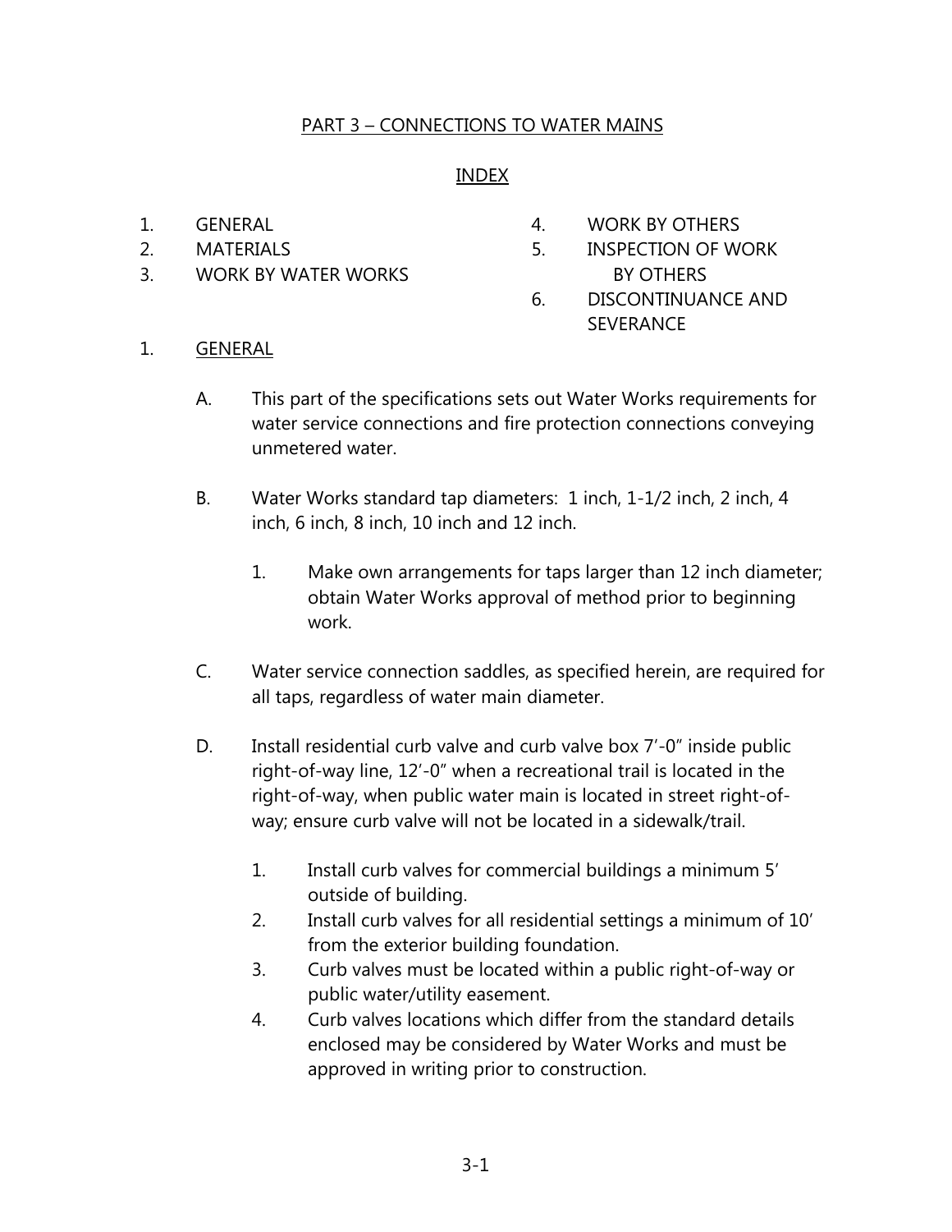# PART 3 – CONNECTIONS TO WATER MAINS

## INDEX

1. GENERAL
2. MATERIALS
3. WORK BY WATER WORKS
4. WORK BY OTHERS
5. INSPECTION OF WORK BY OTHERS
6. DISCONTINUANCE AND SEVERANCE

1. GENERAL

   A. This part of the specifications sets out Water Works requirements for water service connections and fire protection connections conveying unmetered water.

   B. Water Works standard tap diameters: 1 inch, 1-1/2 inch, 2 inch, 4 inch, 6 inch, 8 inch, 10 inch and 12 inch.

      1. Make own arrangements for taps larger than 12 inch diameter; obtain Water Works approval of method prior to beginning work.

   C. Water service connection saddles, as specified herein, are required for all taps, regardless of water main diameter.

   D. Install residential curb valve and curb valve box 7'-0" inside public right-of-way line, 12'-0" when a recreational trail is located in the right-of-way, when public water main is located in street right-of-way; ensure curb valve will not be located in a sidewalk/trail.

      1. Install curb valves for commercial buildings a minimum 5' outside of building.
      2. Install curb valves for all residential settings a minimum of 10' from the exterior building foundation.
      3. Curb valves must be located within a public right-of-way or public water/utility easement.
      4. Curb valves locations which differ from the standard details enclosed may be considered by Water Works and must be approved in writing prior to construction.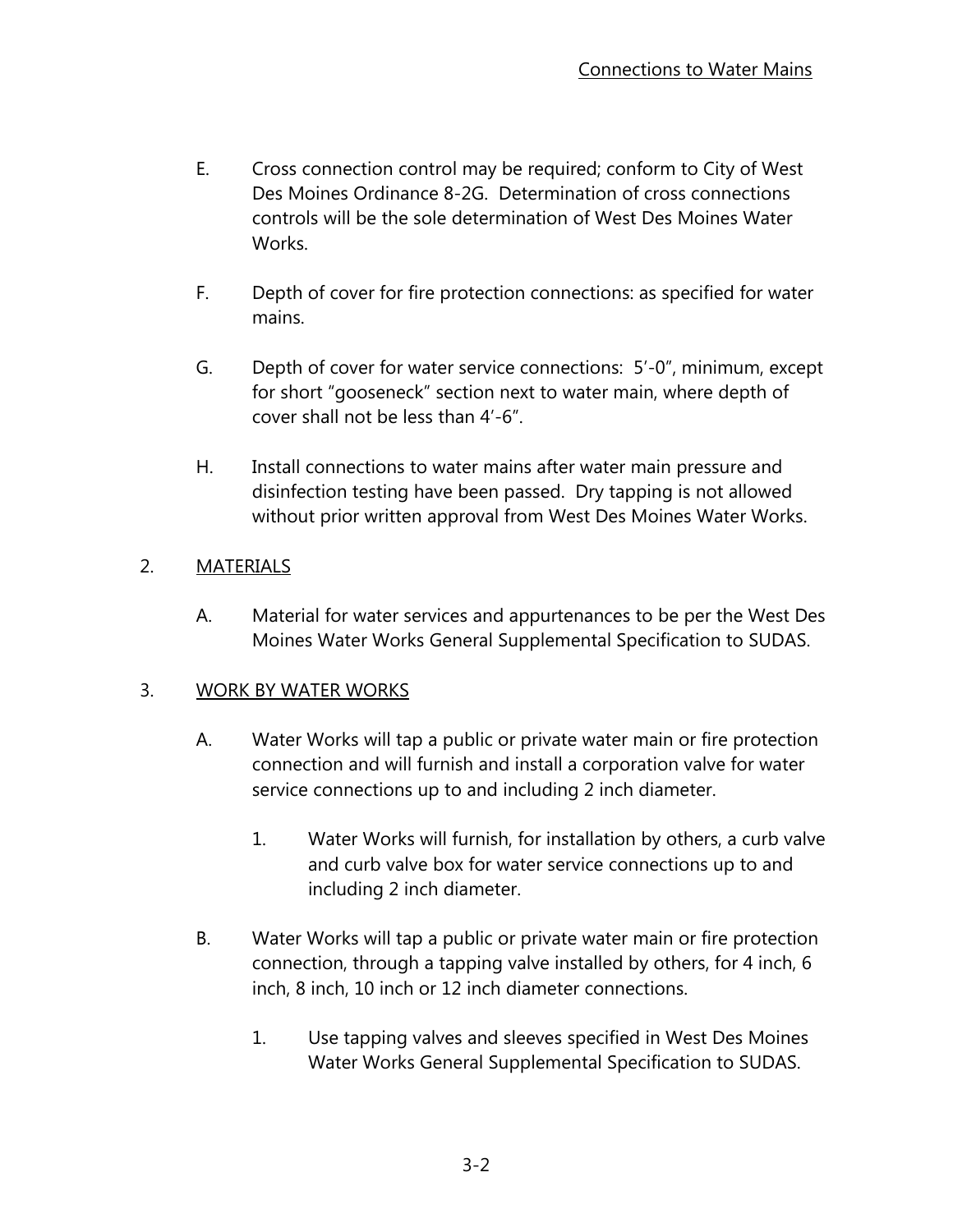E. Cross connection control may be required; conform to City of West Des Moines Ordinance 8-2G. Determination of cross connections controls will be the sole determination of West Des Moines Water Works.

F. Depth of cover for fire protection connections: as specified for water mains.

G. Depth of cover for water service connections: 5'-0", minimum, except for short "gooseneck" section next to water main, where depth of cover shall not be less than 4'-6".

H. Install connections to water mains after water main pressure and disinfection testing have been passed. Dry tapping is not allowed without prior written approval from West Des Moines Water Works.

2. MATERIALS

A. Material for water services and appurtenances to be per the West Des Moines Water Works General Supplemental Specification to SUDAS.

3. WORK BY WATER WORKS

A. Water Works will tap a public or private water main or fire protection connection and will furnish and install a corporation valve for water service connections up to and including 2 inch diameter.

1. Water Works will furnish, for installation by others, a curb valve and curb valve box for water service connections up to and including 2 inch diameter.

B. Water Works will tap a public or private water main or fire protection connection, through a tapping valve installed by others, for 4 inch, 6 inch, 8 inch, 10 inch or 12 inch diameter connections.

1. Use tapping valves and sleeves specified in West Des Moines Water Works General Supplemental Specification to SUDAS.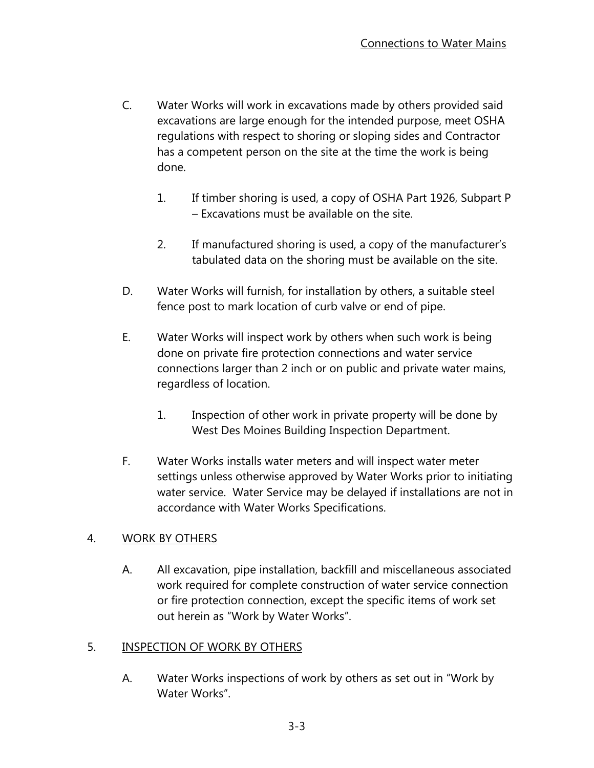C. Water Works will work in excavations made by others provided said excavations are large enough for the intended purpose, meet OSHA regulations with respect to shoring or sloping sides and Contractor has a competent person on the site at the time the work is being done.

   1. If timber shoring is used, a copy of OSHA Part 1926, Subpart P – Excavations must be available on the site.

   2. If manufactured shoring is used, a copy of the manufacturer's tabulated data on the shoring must be available on the site.

D. Water Works will furnish, for installation by others, a suitable steel fence post to mark location of curb valve or end of pipe.

E. Water Works will inspect work by others when such work is being done on private fire protection connections and water service connections larger than 2 inch or on public and private water mains, regardless of location.

   1. Inspection of other work in private property will be done by West Des Moines Building Inspection Department.

F. Water Works installs water meters and will inspect water meter settings unless otherwise approved by Water Works prior to initiating water service. Water Service may be delayed if installations are not in accordance with Water Works Specifications.

## 4. WORK BY OTHERS

A. All excavation, pipe installation, backfill and miscellaneous associated work required for complete construction of water service connection or fire protection connection, except the specific items of work set out herein as "Work by Water Works".

## 5. INSPECTION OF WORK BY OTHERS

A. Water Works inspections of work by others as set out in "Work by Water Works".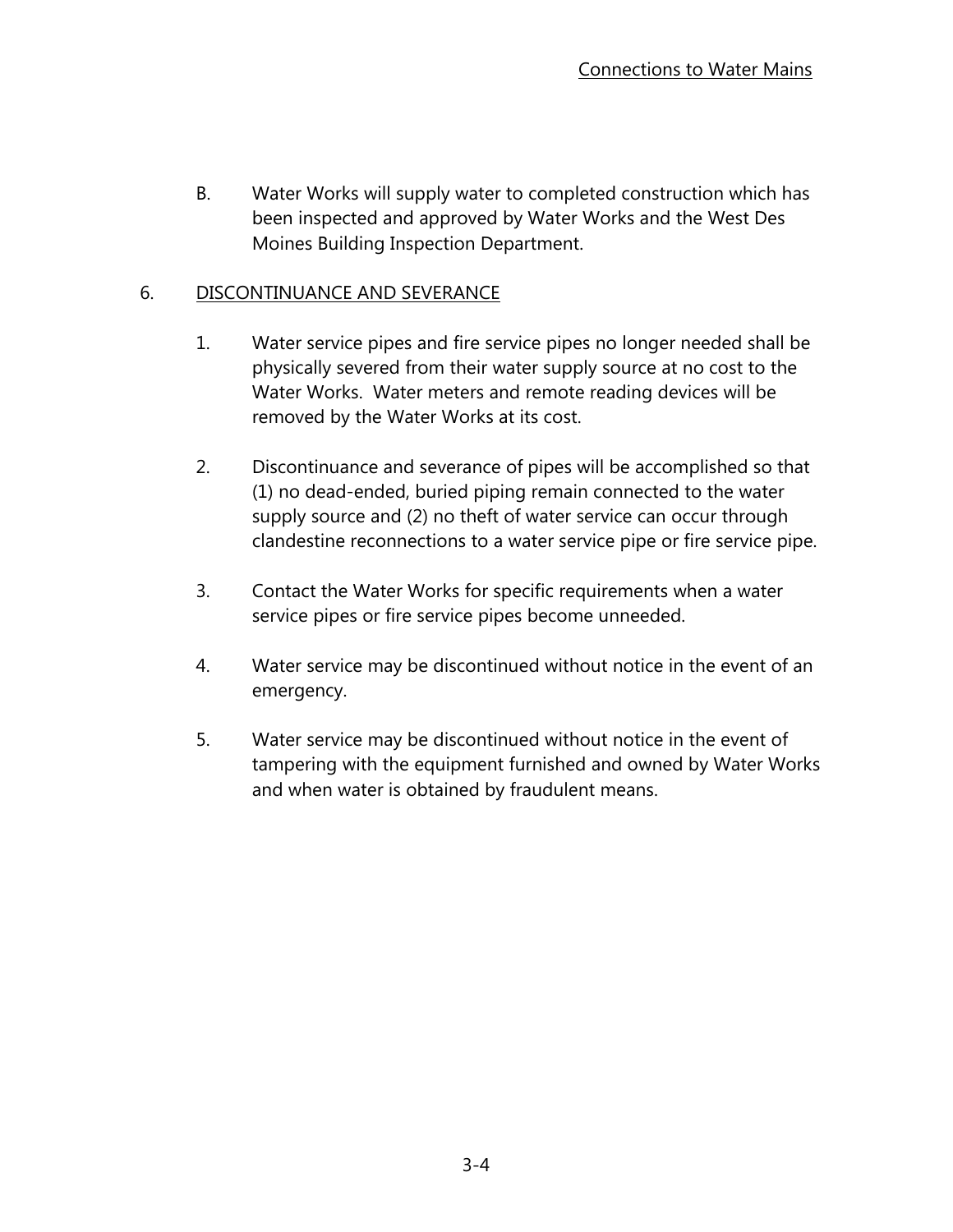B. Water Works will supply water to completed construction which has been inspected and approved by Water Works and the West Des Moines Building Inspection Department.

## 6. DISCONTINUANCE AND SEVERANCE

1. Water service pipes and fire service pipes no longer needed shall be physically severed from their water supply source at no cost to the Water Works. Water meters and remote reading devices will be removed by the Water Works at its cost.

2. Discontinuance and severance of pipes will be accomplished so that (1) no dead-ended, buried piping remain connected to the water supply source and (2) no theft of water service can occur through clandestine reconnections to a water service pipe or fire service pipe.

3. Contact the Water Works for specific requirements when a water service pipes or fire service pipes become unneeded.

4. Water service may be discontinued without notice in the event of an emergency.

5. Water service may be discontinued without notice in the event of tampering with the equipment furnished and owned by Water Works and when water is obtained by fraudulent means.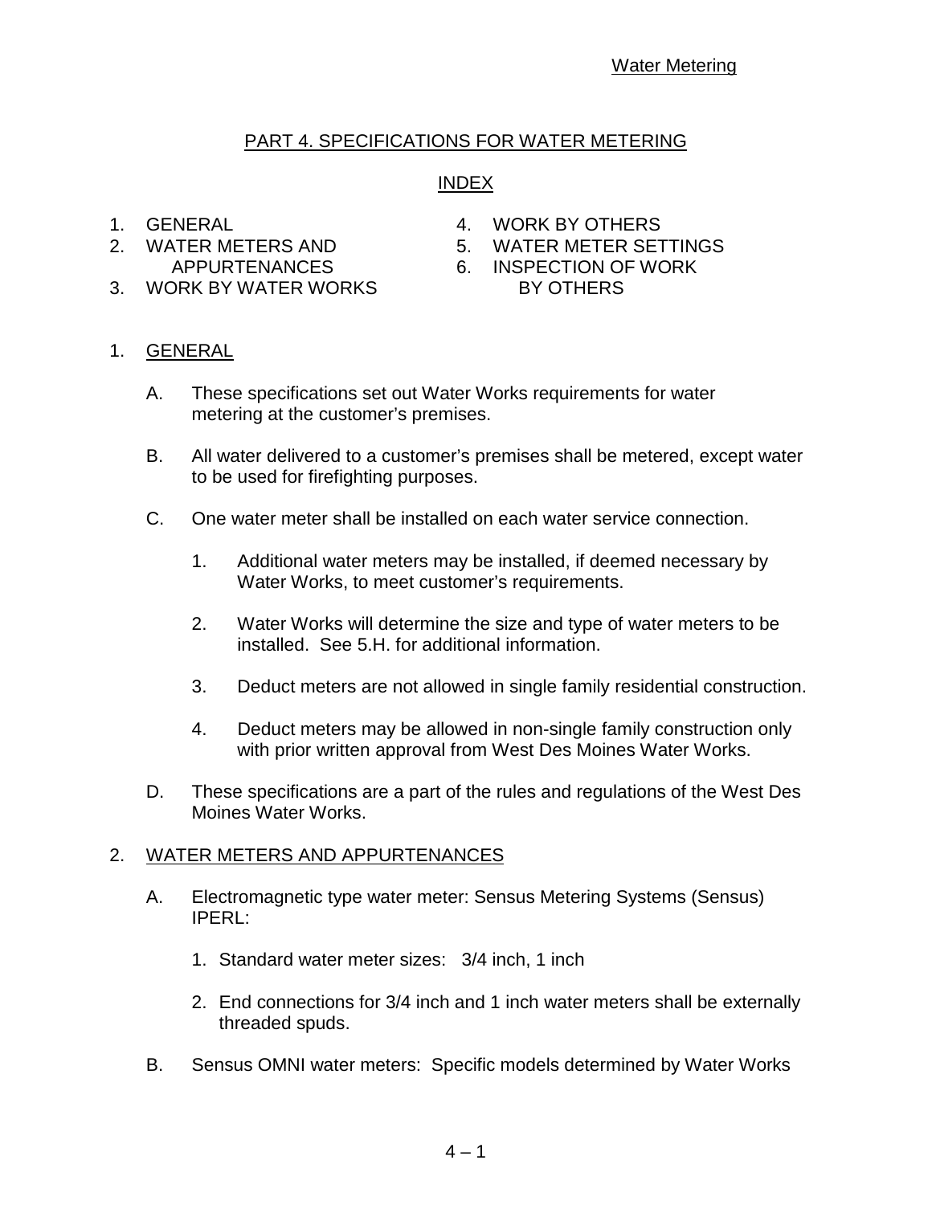# PART 4. SPECIFICATIONS FOR WATER METERING

## INDEX

1. GENERAL
2. WATER METERS AND APPURTENANCES
3. WORK BY WATER WORKS
4. WORK BY OTHERS
5. WATER METER SETTINGS
6. INSPECTION OF WORK BY OTHERS

## 1. GENERAL

A. These specifications set out Water Works requirements for water metering at the customer's premises.

B. All water delivered to a customer's premises shall be metered, except water to be used for firefighting purposes.

C. One water meter shall be installed on each water service connection.

   1. Additional water meters may be installed, if deemed necessary by Water Works, to meet customer's requirements.

   2. Water Works will determine the size and type of water meters to be installed. See 5.H. for additional information.

   3. Deduct meters are not allowed in single family residential construction.

   4. Deduct meters may be allowed in non-single family construction only with prior written approval from West Des Moines Water Works.

D. These specifications are a part of the rules and regulations of the West Des Moines Water Works.

## 2. WATER METERS AND APPURTENANCES

A. Electromagnetic type water meter: Sensus Metering Systems (Sensus) IPERL:

   1. Standard water meter sizes: 3/4 inch, 1 inch

   2. End connections for 3/4 inch and 1 inch water meters shall be externally threaded spuds.

B. Sensus OMNI water meters: Specific models determined by Water Works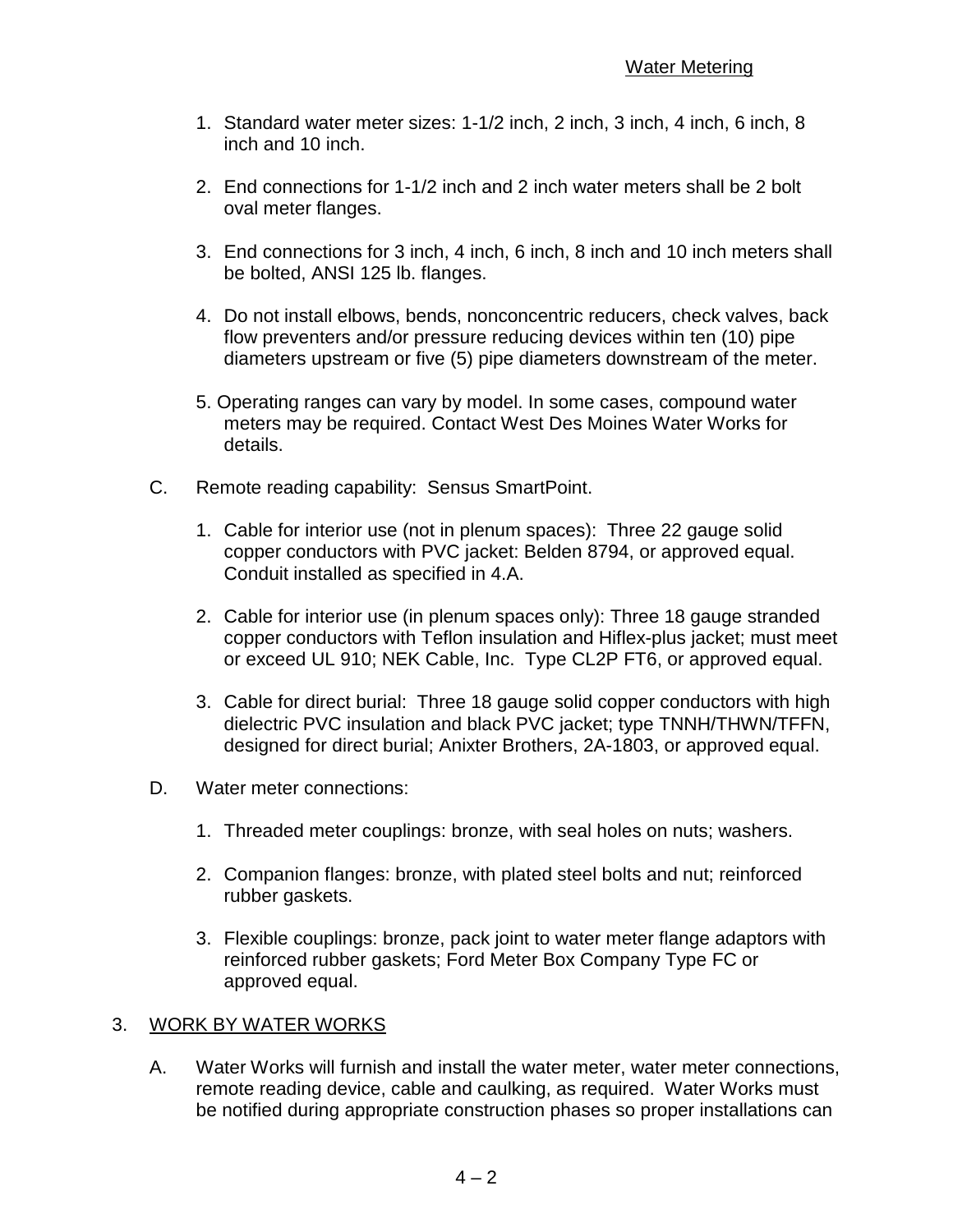1. Standard water meter sizes: 1-1/2 inch, 2 inch, 3 inch, 4 inch, 6 inch, 8 inch and 10 inch.

2. End connections for 1-1/2 inch and 2 inch water meters shall be 2 bolt oval meter flanges.

3. End connections for 3 inch, 4 inch, 6 inch, 8 inch and 10 inch meters shall be bolted, ANSI 125 lb. flanges.

4. Do not install elbows, bends, nonconcentric reducers, check valves, back flow preventers and/or pressure reducing devices within ten (10) pipe diameters upstream or five (5) pipe diameters downstream of the meter.

5. Operating ranges can vary by model. In some cases, compound water meters may be required. Contact West Des Moines Water Works for details.

C. Remote reading capability: Sensus SmartPoint.

1. Cable for interior use (not in plenum spaces): Three 22 gauge solid copper conductors with PVC jacket: Belden 8794, or approved equal. Conduit installed as specified in 4.A.

2. Cable for interior use (in plenum spaces only): Three 18 gauge stranded copper conductors with Teflon insulation and Hiflex-plus jacket; must meet or exceed UL 910; NEK Cable, Inc. Type CL2P FT6, or approved equal.

3. Cable for direct burial: Three 18 gauge solid copper conductors with high dielectric PVC insulation and black PVC jacket; type TNNH/THWN/TFFN, designed for direct burial; Anixter Brothers, 2A-1803, or approved equal.

D. Water meter connections:

1. Threaded meter couplings: bronze, with seal holes on nuts; washers.

2. Companion flanges: bronze, with plated steel bolts and nut; reinforced rubber gaskets.

3. Flexible couplings: bronze, pack joint to water meter flange adaptors with reinforced rubber gaskets; Ford Meter Box Company Type FC or approved equal.

## 3. WORK BY WATER WORKS

A. Water Works will furnish and install the water meter, water meter connections, remote reading device, cable and caulking, as required. Water Works must be notified during appropriate construction phases so proper installations can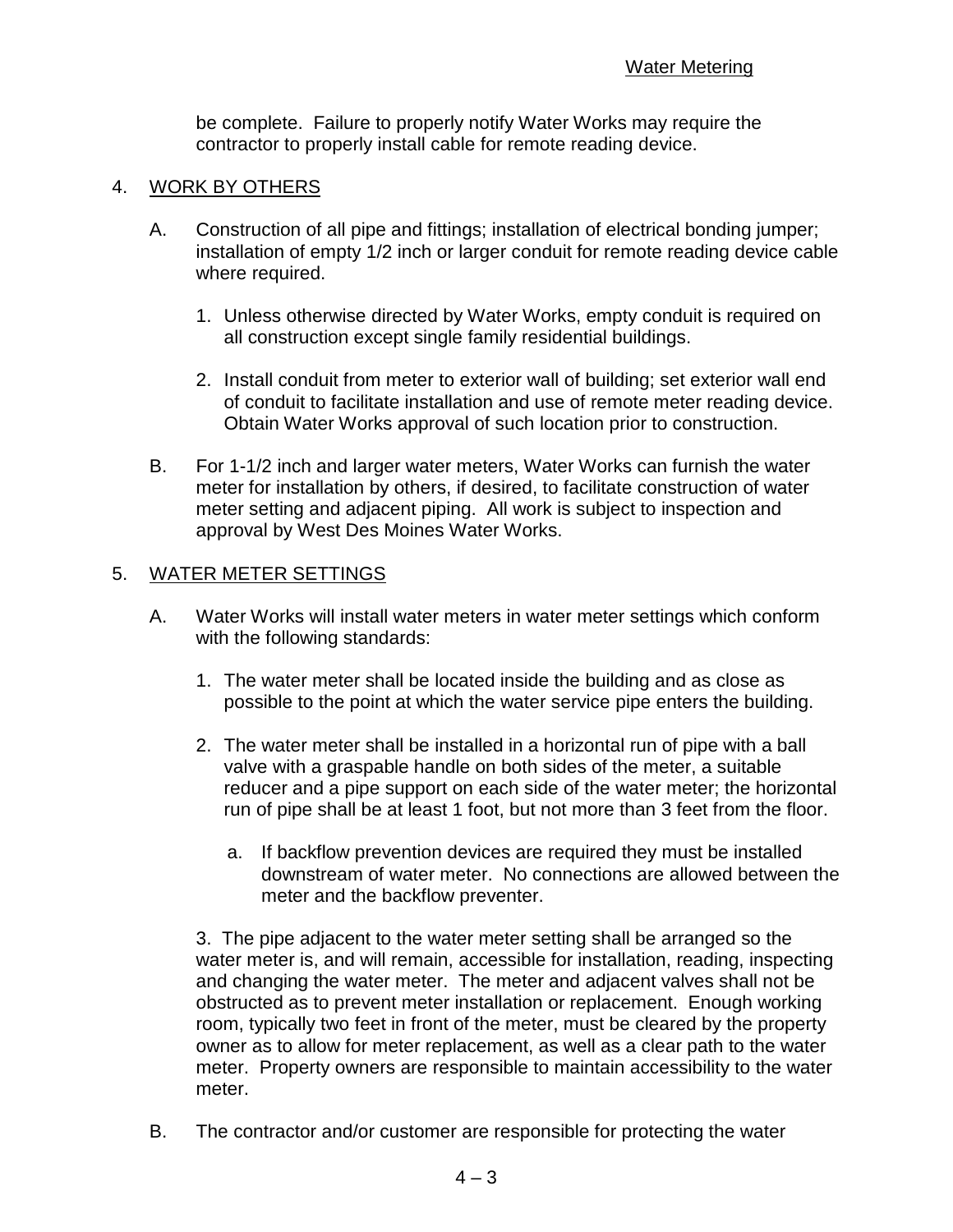be complete. Failure to properly notify Water Works may require the contractor to properly install cable for remote reading device.

4. WORK BY OTHERS

   A. Construction of all pipe and fittings; installation of electrical bonding jumper; installation of empty 1/2 inch or larger conduit for remote reading device cable where required.

      1. Unless otherwise directed by Water Works, empty conduit is required on all construction except single family residential buildings.

      2. Install conduit from meter to exterior wall of building; set exterior wall end of conduit to facilitate installation and use of remote meter reading device. Obtain Water Works approval of such location prior to construction.

   B. For 1-1/2 inch and larger water meters, Water Works can furnish the water meter for installation by others, if desired, to facilitate construction of water meter setting and adjacent piping. All work is subject to inspection and approval by West Des Moines Water Works.

5. WATER METER SETTINGS

   A. Water Works will install water meters in water meter settings which conform with the following standards:

      1. The water meter shall be located inside the building and as close as possible to the point at which the water service pipe enters the building.

      2. The water meter shall be installed in a horizontal run of pipe with a ball valve with a graspable handle on both sides of the meter, a suitable reducer and a pipe support on each side of the water meter; the horizontal run of pipe shall be at least 1 foot, but not more than 3 feet from the floor.

         a. If backflow prevention devices are required they must be installed downstream of water meter. No connections are allowed between the meter and the backflow preventer.

      3. The pipe adjacent to the water meter setting shall be arranged so the water meter is, and will remain, accessible for installation, reading, inspecting and changing the water meter. The meter and adjacent valves shall not be obstructed as to prevent meter installation or replacement. Enough working room, typically two feet in front of the meter, must be cleared by the property owner as to allow for meter replacement, as well as a clear path to the water meter. Property owners are responsible to maintain accessibility to the water meter.

   B. The contractor and/or customer are responsible for protecting the water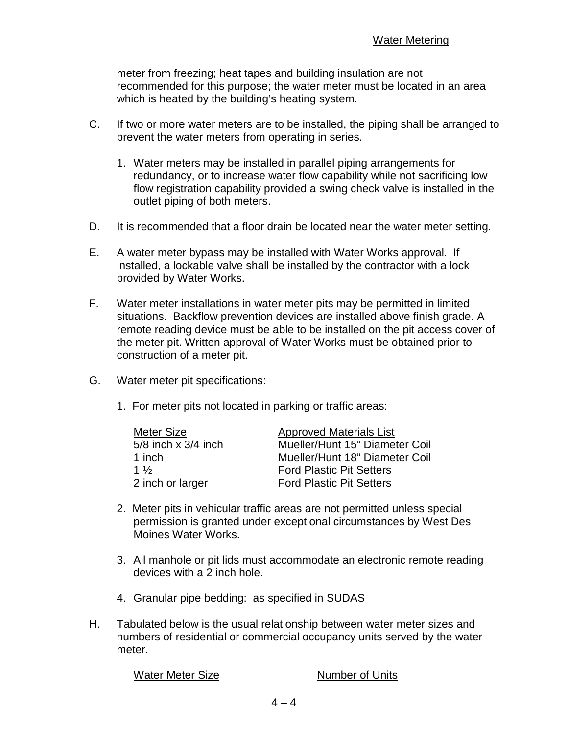meter from freezing; heat tapes and building insulation are not recommended for this purpose; the water meter must be located in an area which is heated by the building's heating system.

C. If two or more water meters are to be installed, the piping shall be arranged to prevent the water meters from operating in series.

   1. Water meters may be installed in parallel piping arrangements for redundancy, or to increase water flow capability while not sacrificing low flow registration capability provided a swing check valve is installed in the outlet piping of both meters.

D. It is recommended that a floor drain be located near the water meter setting.

E. A water meter bypass may be installed with Water Works approval. If installed, a lockable valve shall be installed by the contractor with a lock provided by Water Works.

F. Water meter installations in water meter pits may be permitted in limited situations. Backflow prevention devices are installed above finish grade. A remote reading device must be able to be installed on the pit access cover of the meter pit. Written approval of Water Works must be obtained prior to construction of a meter pit.

G. Water meter pit specifications:

   1. For meter pits not located in parking or traffic areas:

| Meter Size | Approved Materials List |
|---|---|
| 5/8 inch x 3/4 inch | Mueller/Hunt 15" Diameter Coil |
| 1 inch | Mueller/Hunt 18" Diameter Coil |
| 1 ½ | Ford Plastic Pit Setters |
| 2 inch or larger | Ford Plastic Pit Setters |

   2. Meter pits in vehicular traffic areas are not permitted unless special permission is granted under exceptional circumstances by West Des Moines Water Works.

   3. All manhole or pit lids must accommodate an electronic remote reading devices with a 2 inch hole.

   4. Granular pipe bedding: as specified in SUDAS

H. Tabulated below is the usual relationship between water meter sizes and numbers of residential or commercial occupancy units served by the water meter.

| Water Meter Size | Number of Units |
|---|---|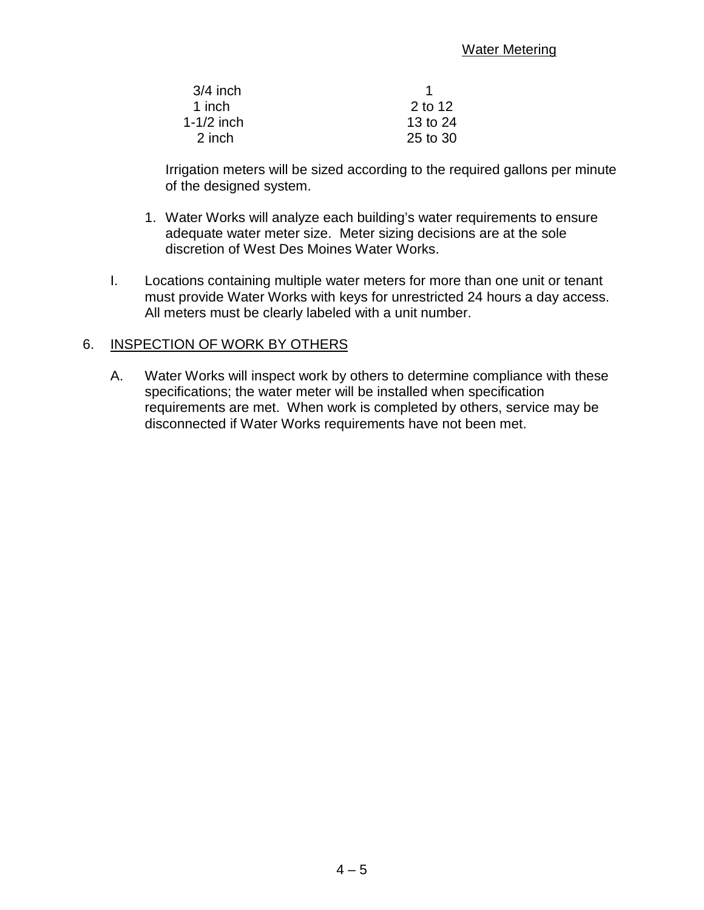| | |
|---|---|
| 3/4 inch | 1 |
| 1 inch | 2 to 12 |
| 1-1/2 inch | 13 to 24 |
| 2 inch | 25 to 30 |

Irrigation meters will be sized according to the required gallons per minute of the designed system.

1. Water Works will analyze each building's water requirements to ensure adequate water meter size. Meter sizing decisions are at the sole discretion of West Des Moines Water Works.

I. Locations containing multiple water meters for more than one unit or tenant must provide Water Works with keys for unrestricted 24 hours a day access. All meters must be clearly labeled with a unit number.

## 6. INSPECTION OF WORK BY OTHERS

A. Water Works will inspect work by others to determine compliance with these specifications; the water meter will be installed when specification requirements are met. When work is completed by others, service may be disconnected if Water Works requirements have not been met.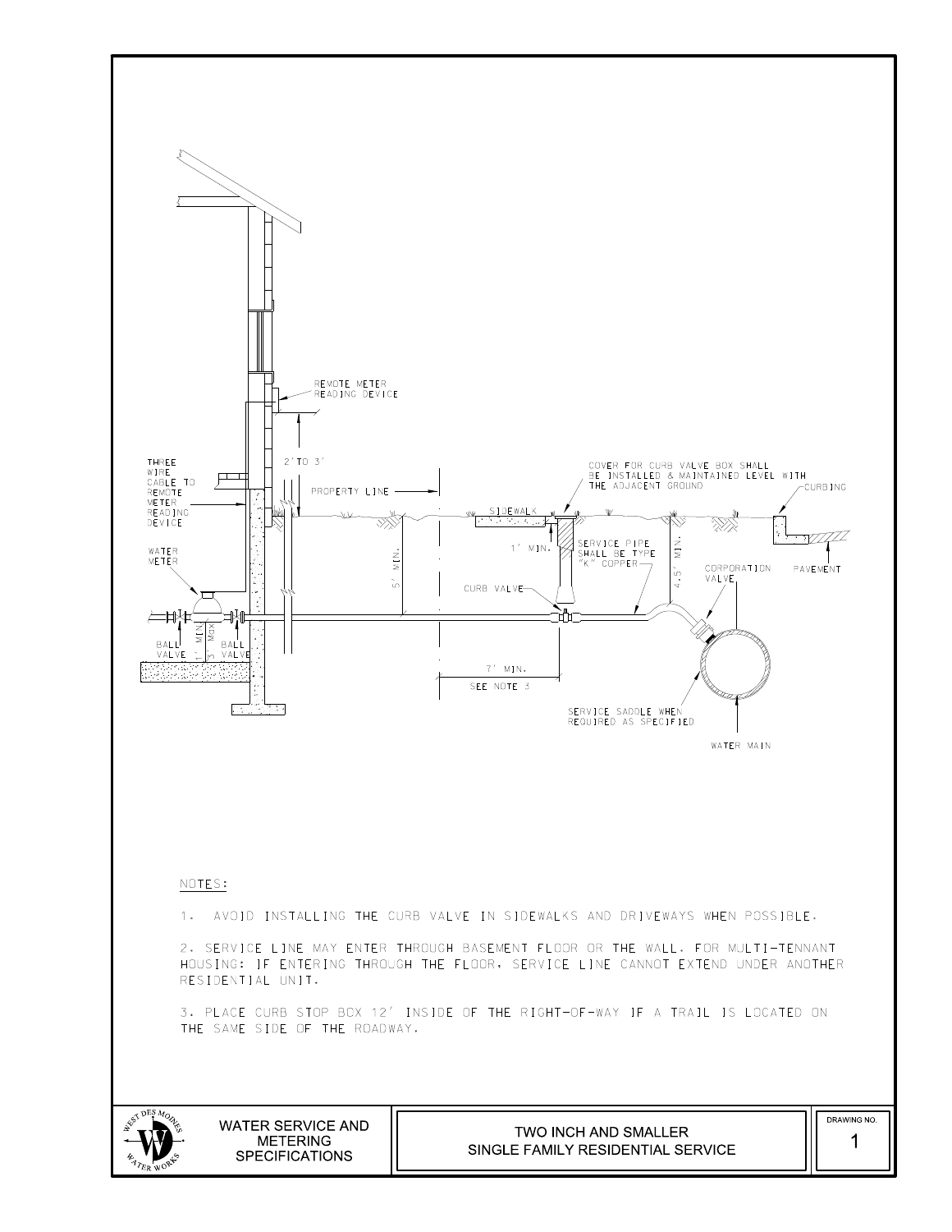REMOTE METER READING DEVICE

2' TO 3'

THREE WIRE CABLE TO REMOTE METER READING DEVICE

PROPERTY LINE

COVER FOR CURB VALVE BOX SHALL BE INSTALLED & MAINTAINED LEVEL WITH THE ADJACENT GROUND

CURBING

SIDEWALK

1' MIN.

SERVICE PIPE SHALL BE TYPE "K" COPPER

4.5' MIN.

CORPORATION VALVE

PAVEMENT

WATER METER

5' MIN.

CURB VALVE

BALL VALVE

1' MIN.

3' MAX

BALL VALVE

7' MIN.

SEE NOTE 3

SERVICE SADDLE WHEN REQUIRED AS SPECIFIED

WATER MAIN

NOTES:

1. AVOID INSTALLING THE CURB VALVE IN SIDEWALKS AND DRIVEWAYS WHEN POSSIBLE.

2. SERVICE LINE MAY ENTER THROUGH BASEMENT FLOOR OR THE WALL. FOR MULTI-TENNANT HOUSING: IF ENTERING THROUGH THE FLOOR, SERVICE LINE CANNOT EXTEND UNDER ANOTHER RESIDENTIAL UNIT.

3. PLACE CURB STOP BOX 12' INSIDE OF THE RIGHT-OF-WAY IF A TRAIL IS LOCATED ON THE SAME SIDE OF THE ROADWAY.

| WEST DES MOINES WATER WORKS | WATER SERVICE AND METERING SPECIFICATIONS | TWO INCH AND SMALLER SINGLE FAMILY RESIDENTIAL SERVICE | DRAWING NO. 1 |
|---|---|---|---|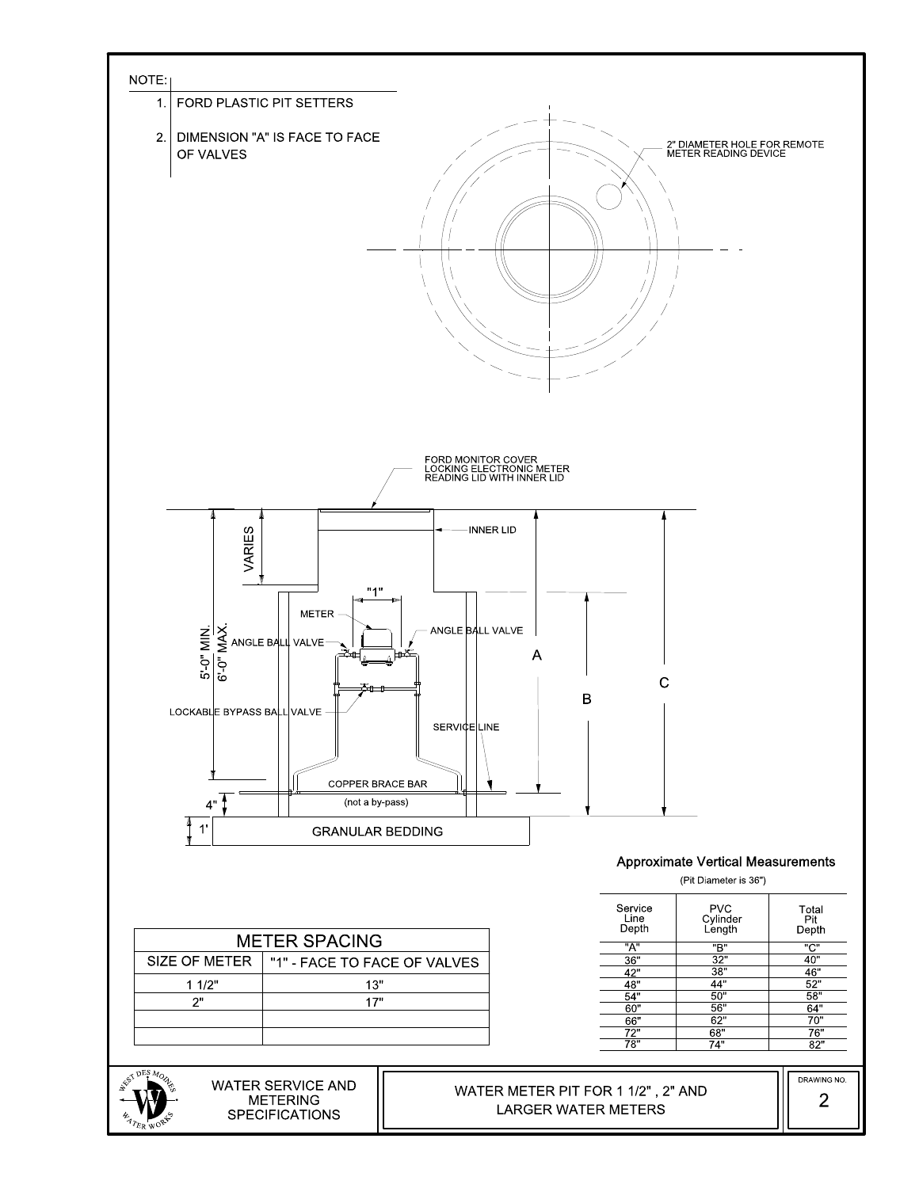NOTE:

1. FORD PLASTIC PIT SETTERS
2. DIMENSION "A" IS FACE TO FACE OF VALVES

2" DIAMETER HOLE FOR REMOTE METER READING DEVICE

FORD MONITOR COVER LOCKING ELECTRONIC METER READING LID WITH INNER LID

INNER LID

VARIES

5'-0" MIN. 6'-0" MAX.

"1"

METER

ANGLE BALL VALVE

ANGLE BALL VALVE

LOCKABLE BYPASS BALL VALVE

SERVICE LINE

COPPER BRACE BAR (not a by-pass)

4"

1'

GRANULAR BEDDING

A

B

C

### Approximate Vertical Measurements

(Pit Diameter is 36")

| Service Line Depth | PVC Cylinder Length | Total Pit Depth |
|---|---|---|
| "A" | "B" | "C" |
| 36" | 32" | 40" |
| 42" | 38" | 46" |
| 48" | 44" | 52" |
| 54" | 50" | 58" |
| 60" | 56" | 64" |
| 66" | 62" | 70" |
| 72" | 68" | 76" |
| 78" | 74" | 82" |

| METER SPACING | |
|---|---|
| SIZE OF METER | "1" - FACE TO FACE OF VALVES |
| 1 1/2" | 13" |
| 2" | 17" |
| | |
| | |

WEST DES MOINES WATER WORKS

WATER SERVICE AND METERING SPECIFICATIONS

WATER METER PIT FOR 1 1/2" , 2" AND LARGER WATER METERS

DRAWING NO. 2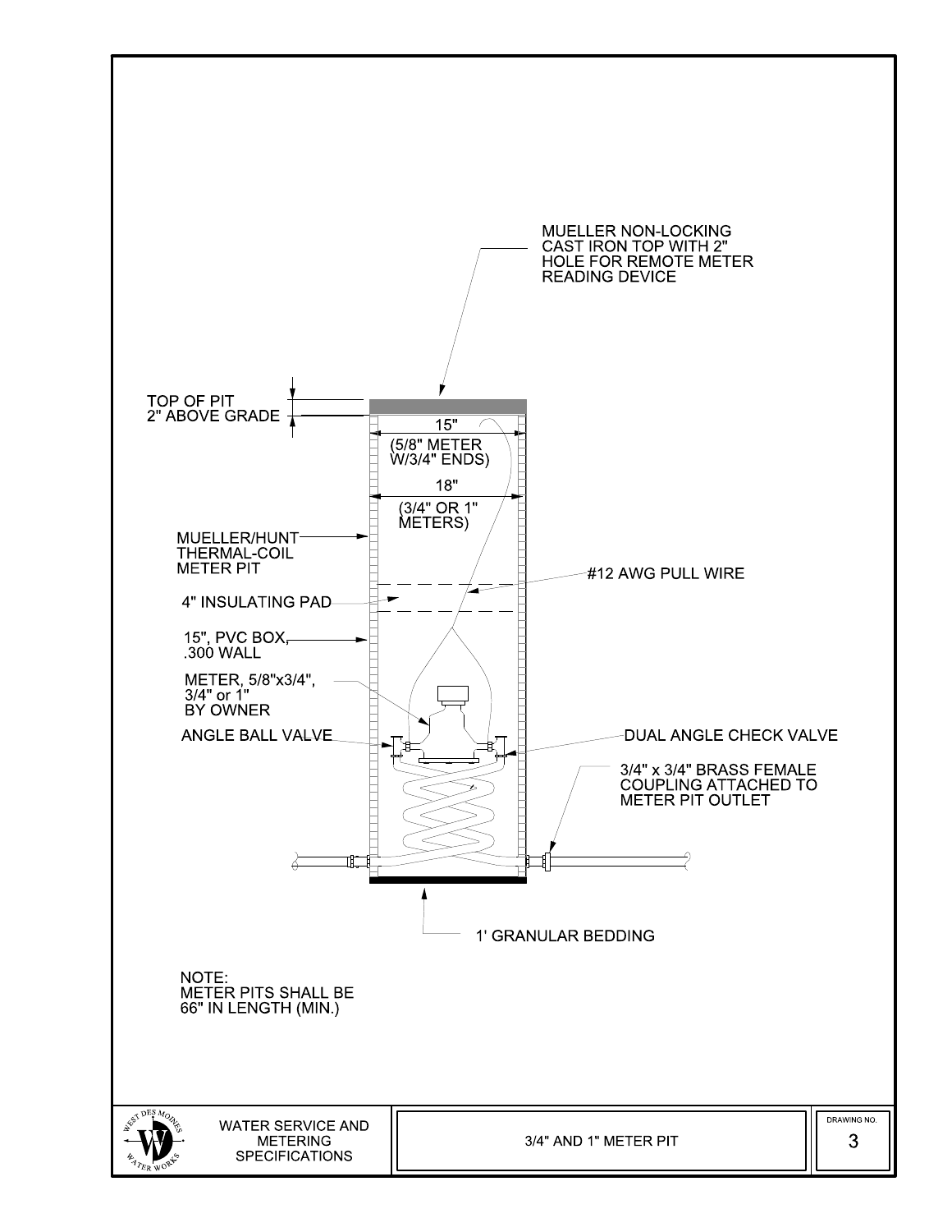MUELLER NON-LOCKING CAST IRON TOP WITH 2" HOLE FOR REMOTE METER READING DEVICE

TOP OF PIT 2" ABOVE GRADE

15" (5/8" METER W/3/4" ENDS)

18" (3/4" OR 1" METERS)

MUELLER/HUNT THERMAL-COIL METER PIT

#12 AWG PULL WIRE

4" INSULATING PAD

15", PVC BOX, .300 WALL

METER, 5/8"x3/4", 3/4" or 1" BY OWNER

ANGLE BALL VALVE

DUAL ANGLE CHECK VALVE

3/4" x 3/4" BRASS FEMALE COUPLING ATTACHED TO METER PIT OUTLET

1' GRANULAR BEDDING

NOTE:
METER PITS SHALL BE 66" IN LENGTH (MIN.)

| WEST DES MOINES WATER WORKS — WATER SERVICE AND METERING SPECIFICATIONS | 3/4" AND 1" METER PIT | DRAWING NO. 3 |
|---|---|---|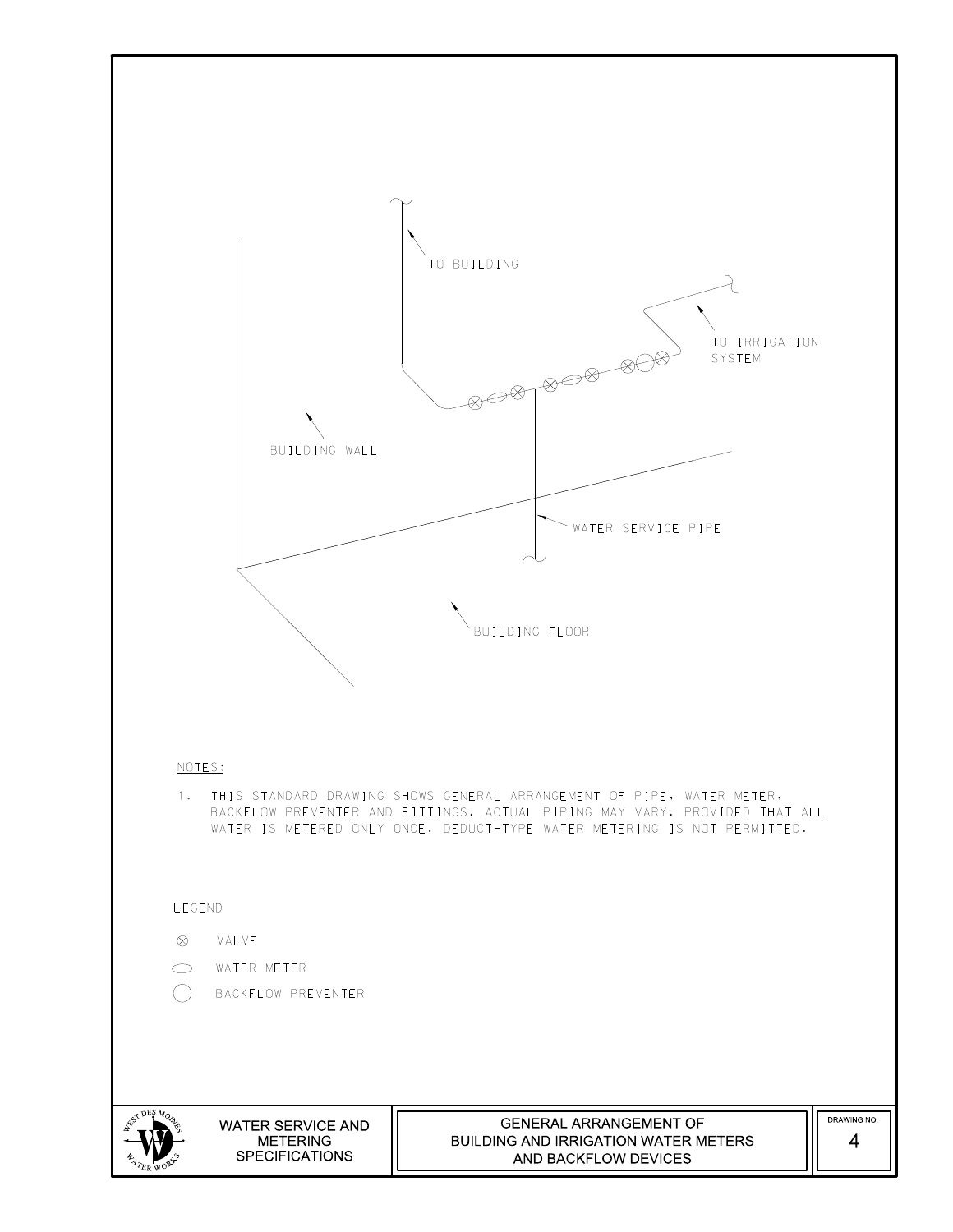TO BUILDING

TO IRRIGATION SYSTEM

BUILDING WALL

WATER SERVICE PIPE

BUILDING FLOOR

NOTES:

1. THIS STANDARD DRAWING SHOWS GENERAL ARRANGEMENT OF PIPE, WATER METER, BACKFLOW PREVENTER AND FITTINGS. ACTUAL PIPING MAY VARY, PROVIDED THAT ALL WATER IS METERED ONLY ONCE. DEDUCT-TYPE WATER METERING IS NOT PERMITTED.

LEGEND

⊗ VALVE

⬭ WATER METER

◯ BACKFLOW PREVENTER

WATER SERVICE AND METERING SPECIFICATIONS

GENERAL ARRANGEMENT OF BUILDING AND IRRIGATION WATER METERS AND BACKFLOW DEVICES

DRAWING NO. 4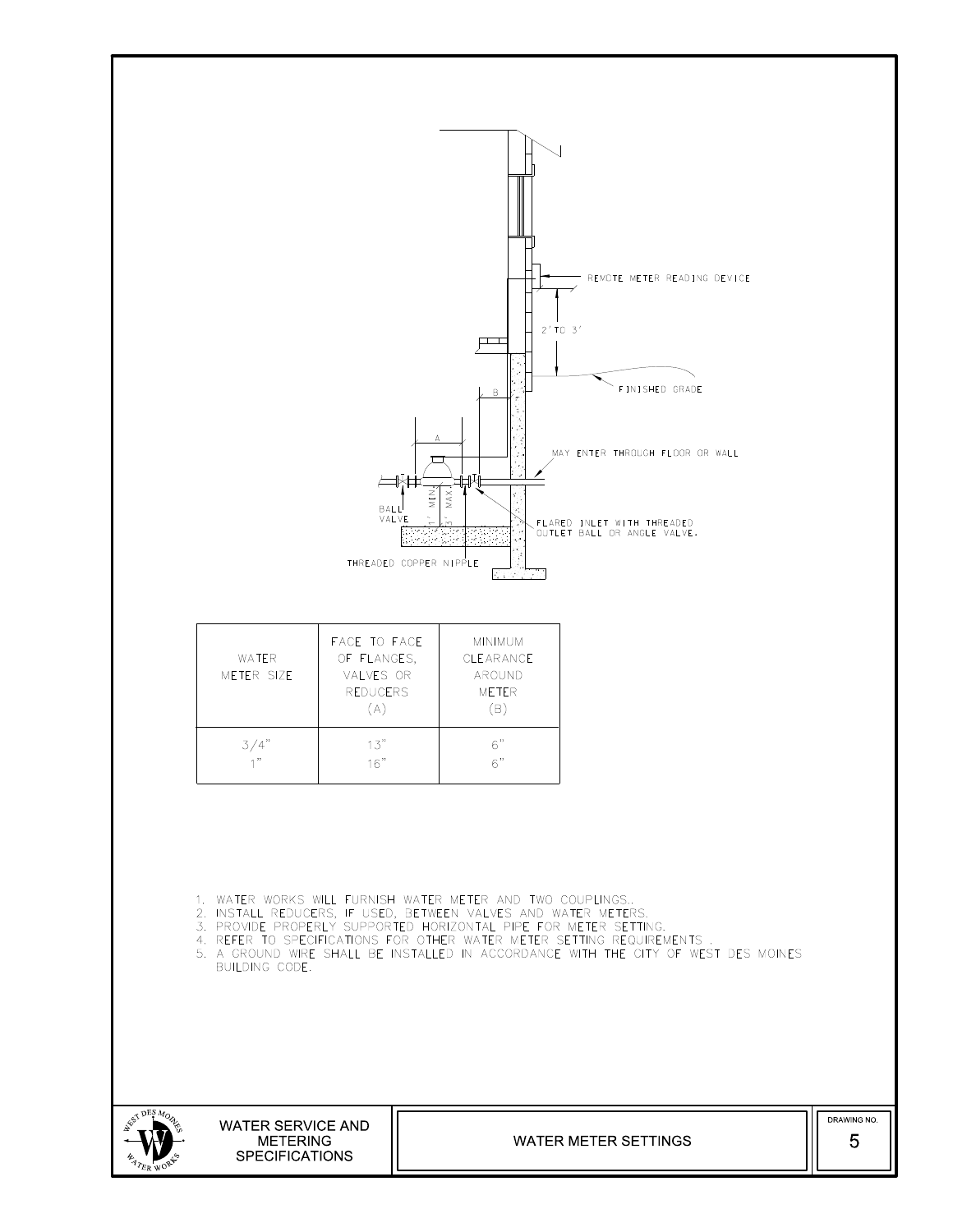REMOTE METER READING DEVICE

2' TO 3'

FINISHED GRADE

B

A

MAY ENTER THROUGH FLOOR OR WALL

BALL VALVE

1' MIN.

3' MAX.

FLARED INLET WITH THREADED OUTLET BALL OR ANGLE VALVE.

THREADED COPPER NIPPLE

| WATER METER SIZE | FACE TO FACE OF FLANGES, VALVES OR REDUCERS (A) | MINIMUM CLEARANCE AROUND METER (B) |
|---|---|---|
| 3/4" | 13" | 6" |
| 1" | 16" | 6" |

1. WATER WORKS WILL FURNISH WATER METER AND TWO COUPLINGS..
2. INSTALL REDUCERS, IF USED, BETWEEN VALVES AND WATER METERS.
3. PROVIDE PROPERLY SUPPORTED HORIZONTAL PIPE FOR METER SETTING.
4. REFER TO SPECIFICATIONS FOR OTHER WATER METER SETTING REQUIREMENTS .
5. A GROUND WIRE SHALL BE INSTALLED IN ACCORDANCE WITH THE CITY OF WEST DES MOINES BUILDING CODE.

WATER SERVICE AND METERING SPECIFICATIONS

WATER METER SETTINGS

DRAWING NO. 5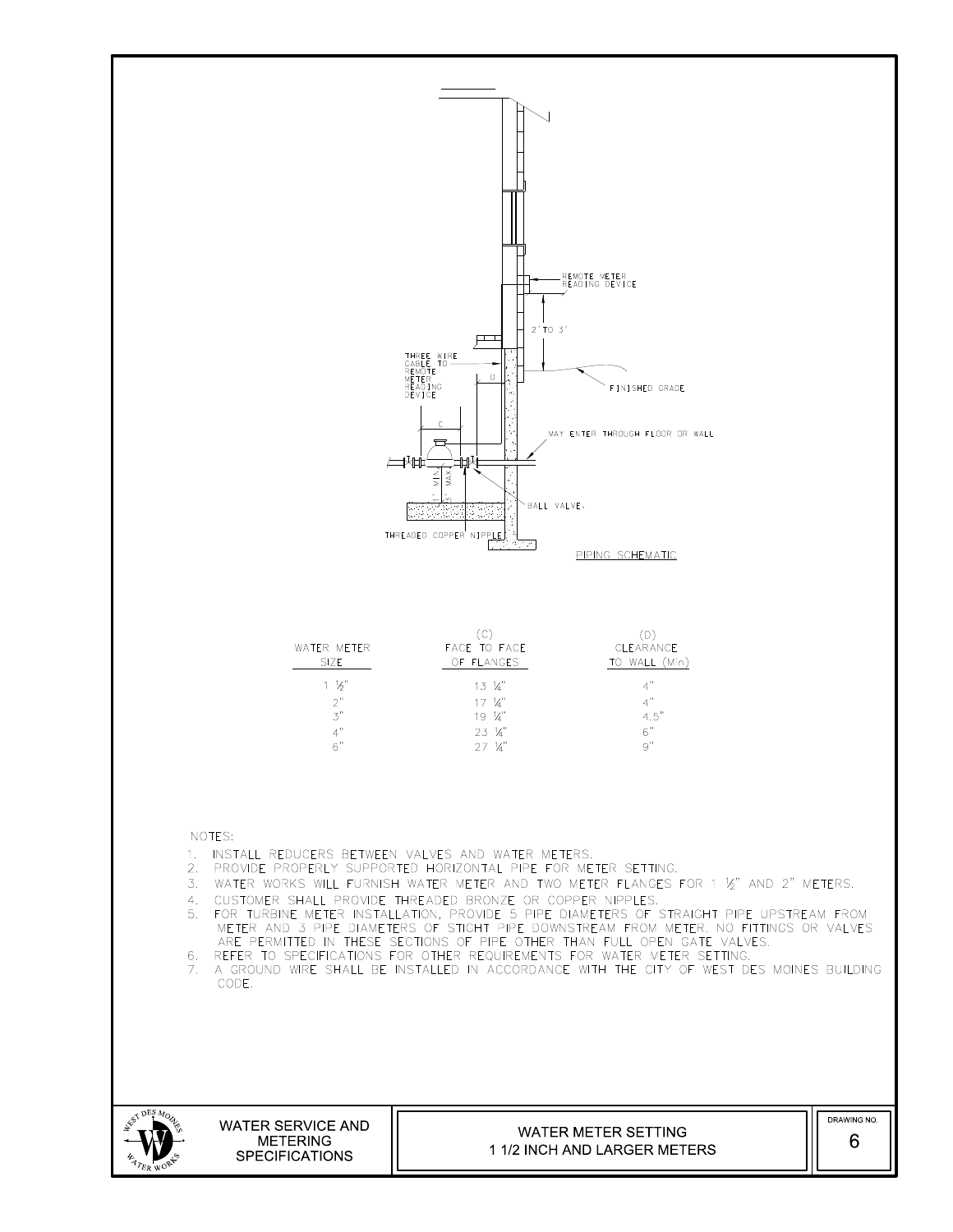REMOTE METER READING DEVICE

2' TO 3'

THREE WIRE CABLE TO REMOTE METER READING DEVICE

D

FINISHED GRADE

C

MAY ENTER THROUGH FLOOR OR WALL

1' MIN 3' MAX

BALL VALVE.

THREADED COPPER NIPPLE

PIPING SCHEMATIC

| WATER METER SIZE | (C) FACE TO FACE OF FLANGES | (D) CLEARANCE TO WALL (Min) |
|---|---|---|
| 1 ½" | 13 ¼" | 4" |
| 2" | 17 ¼" | 4" |
| 3" | 19 ¼" | 4.5" |
| 4" | 23 ¼" | 6" |
| 6" | 27 ¼" | 9" |

NOTES:

1. INSTALL REDUCERS BETWEEN VALVES AND WATER METERS.
2. PROVIDE PROPERLY SUPPORTED HORIZONTAL PIPE FOR METER SETTING.
3. WATER WORKS WILL FURNISH WATER METER AND TWO METER FLANGES FOR 1 ½" AND 2" METERS.
4. CUSTOMER SHALL PROVIDE THREADED BRONZE OR COPPER NIPPLES.
5. FOR TURBINE METER INSTALLATION, PROVIDE 5 PIPE DIAMETERS OF STRAIGHT PIPE UPSTREAM FROM METER AND 3 PIPE DIAMETERS OF STIGHT PIPE DOWNSTREAM FROM METER. NO FITTINGS OR VALVES ARE PERMITTED IN THESE SECTIONS OF PIPE OTHER THAN FULL OPEN GATE VALVES.
6. REFER TO SPECIFICATIONS FOR OTHER REQUIREMENTS FOR WATER METER SETTING.
7. A GROUND WIRE SHALL BE INSTALLED IN ACCORDANCE WITH THE CITY OF WEST DES MOINES BUILDING CODE.

WEST DES MOINES WATER WORKS

WATER SERVICE AND METERING SPECIFICATIONS

WATER METER SETTING 1 1/2 INCH AND LARGER METERS

DRAWING NO. 6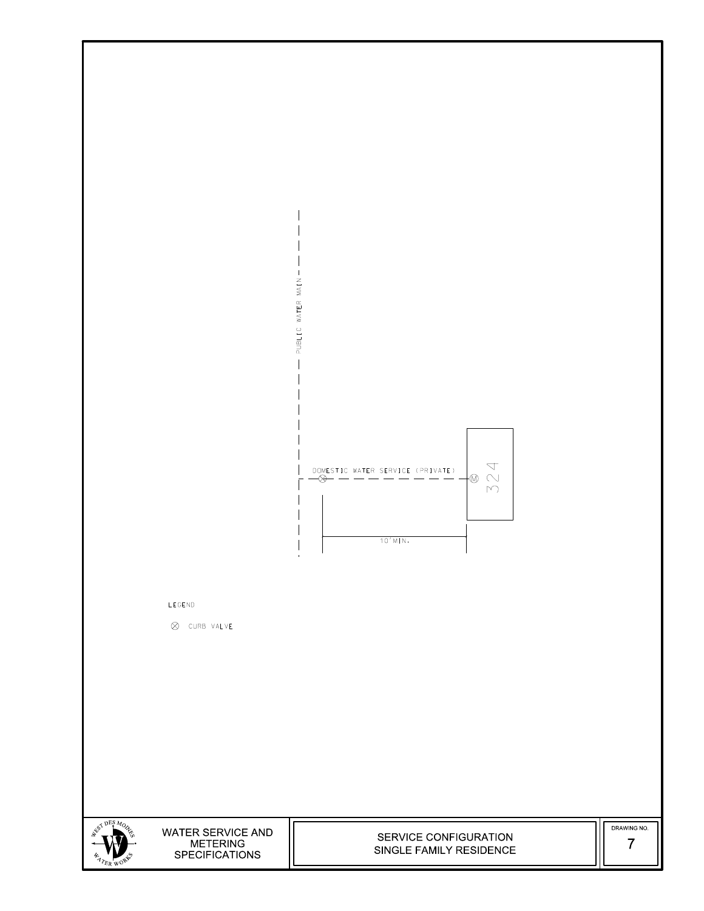PUBLIC WATER MAIN

DOMESTIC WATER SERVICE (PRIVATE)

324

10' MIN.

LEGEND

⊗ CURB VALVE

WATER SERVICE AND METERING SPECIFICATIONS

SERVICE CONFIGURATION
SINGLE FAMILY RESIDENCE

DRAWING NO.
7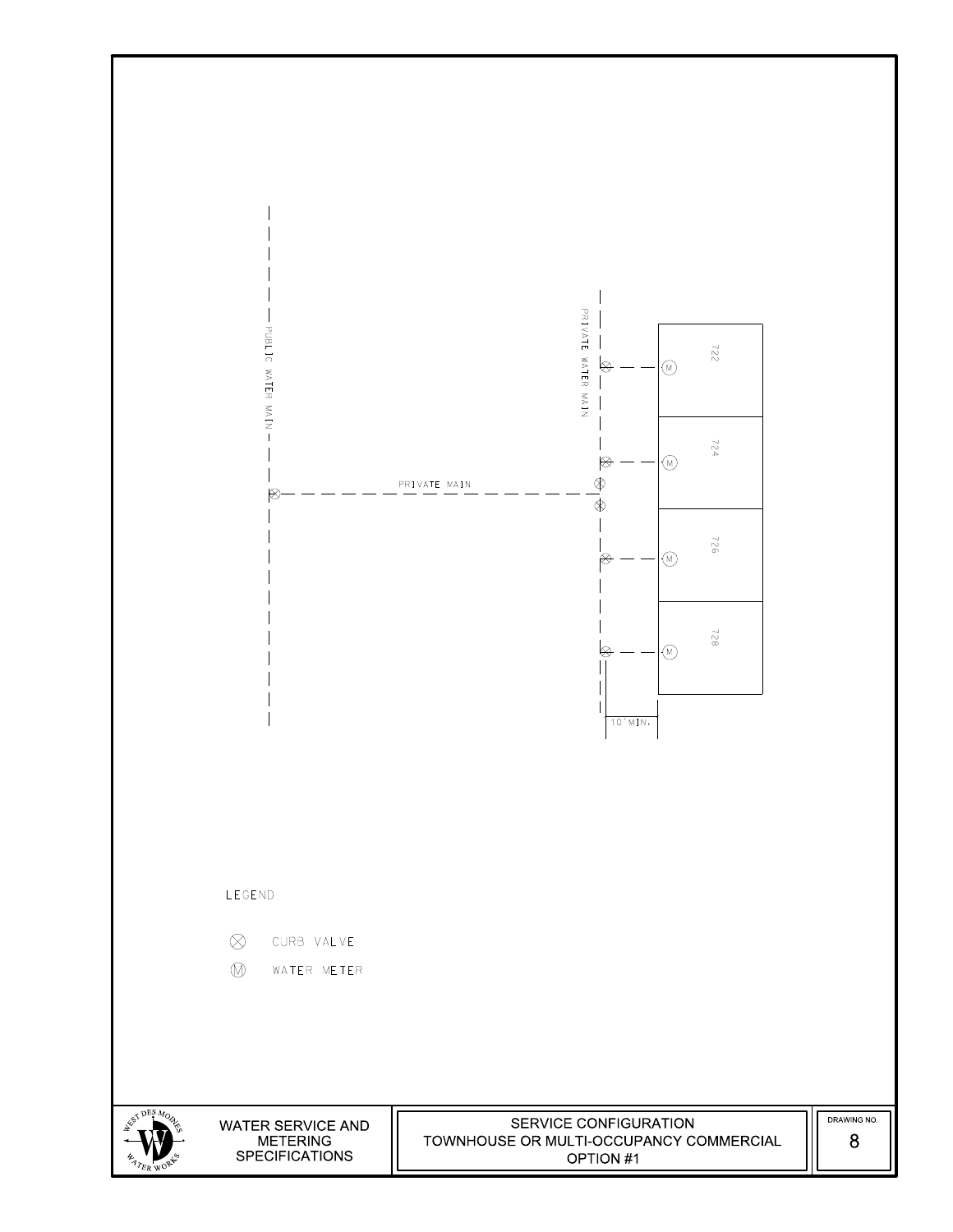PUBLIC WATER MAIN

PRIVATE MAIN

PRIVATE WATER MAIN

722

724

726

728

10' MIN.

LEGEND

⊗ CURB VALVE

Ⓜ WATER METER

WATER SERVICE AND METERING SPECIFICATIONS

SERVICE CONFIGURATION
TOWNHOUSE OR MULTI-OCCUPANCY COMMERCIAL
OPTION #1

DRAWING NO. 8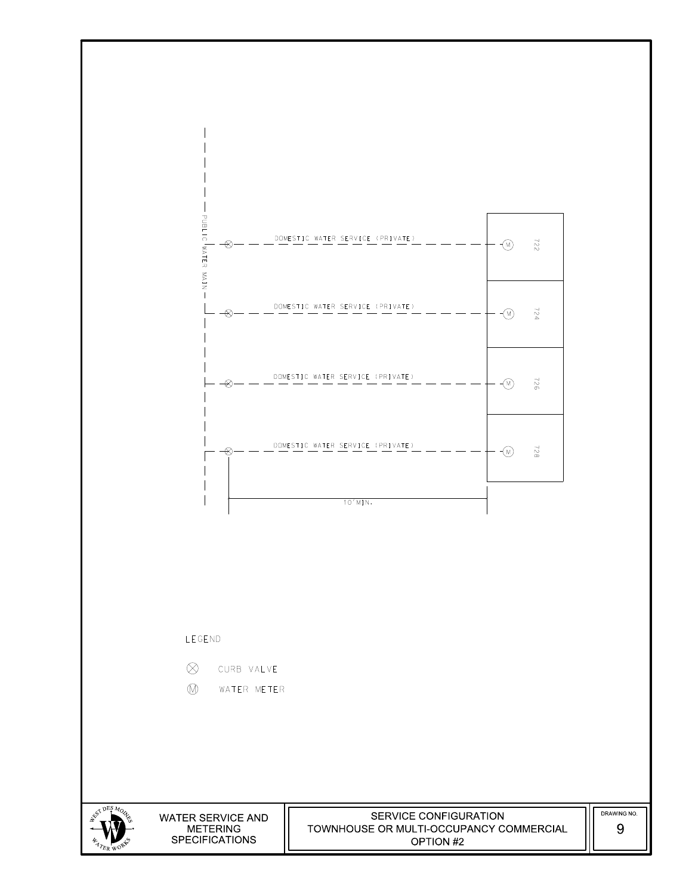PUBLIC WATER MAIN

DOMESTIC WATER SERVICE (PRIVATE) — 722

DOMESTIC WATER SERVICE (PRIVATE) — 724

DOMESTIC WATER SERVICE (PRIVATE) — 726

DOMESTIC WATER SERVICE (PRIVATE) — 728

10' MIN.

LEGEND

⊗ CURB VALVE

Ⓜ WATER METER

WEST DES MOINES WATER WORKS

WATER SERVICE AND METERING SPECIFICATIONS

SERVICE CONFIGURATION
TOWNHOUSE OR MULTI-OCCUPANCY COMMERCIAL
OPTION #2

DRAWING NO. 9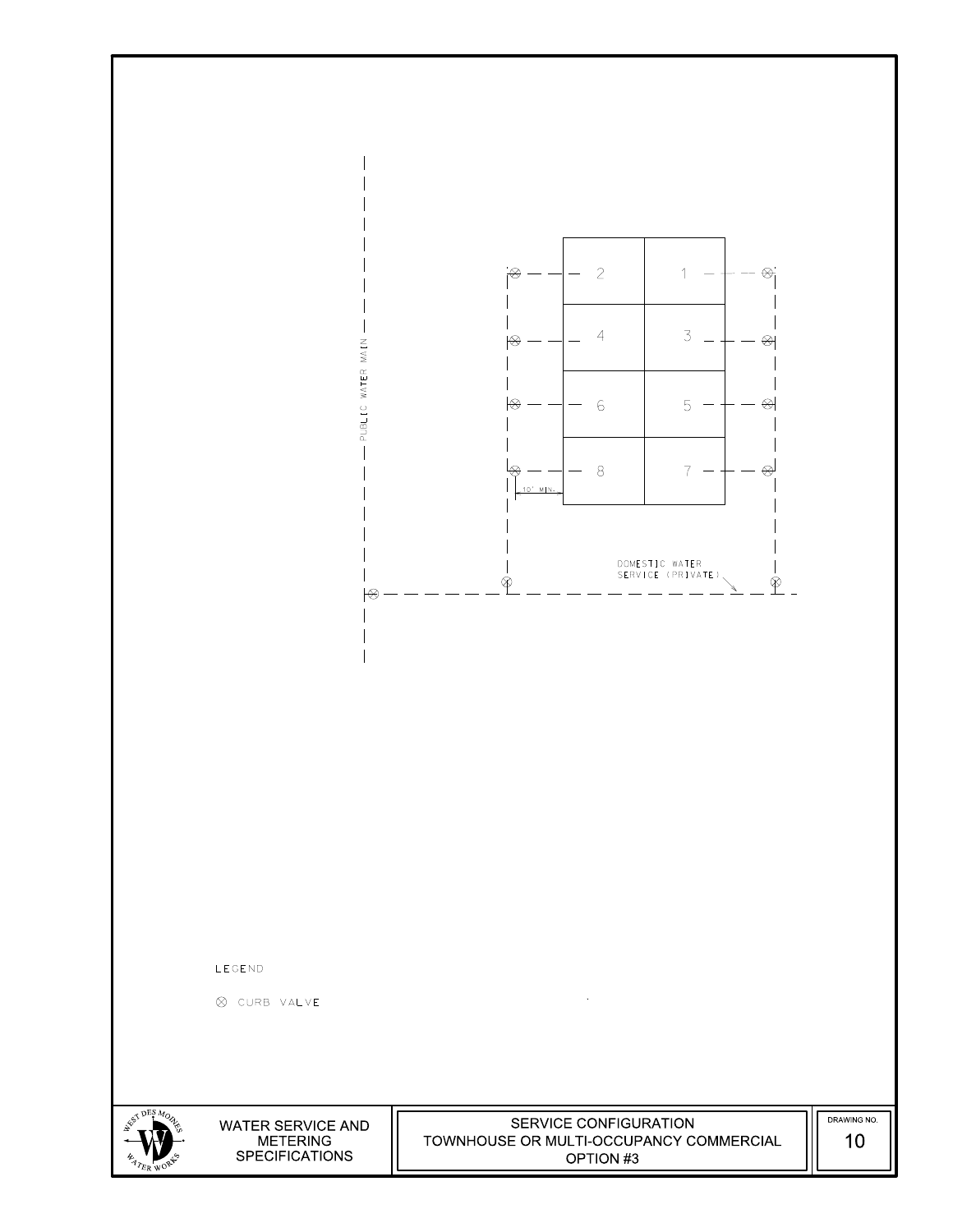PUBLIC WATER MAIN

2 1

4 3

6 5

8 7

10' MIN.

DOMESTIC WATER SERVICE (PRIVATE)

LEGEND

⊗ CURB VALVE

WATER SERVICE AND METERING SPECIFICATIONS

SERVICE CONFIGURATION
TOWNHOUSE OR MULTI-OCCUPANCY COMMERCIAL
OPTION #3

DRAWING NO.
10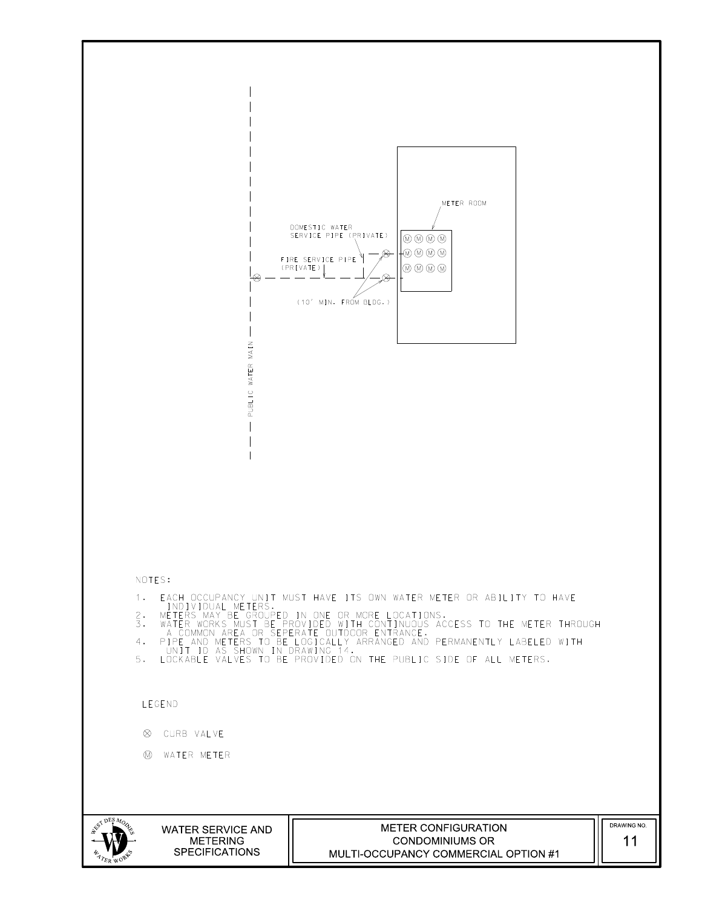METER ROOM

DOMESTIC WATER SERVICE PIPE (PRIVATE)

FIRE SERVICE PIPE (PRIVATE)

(10' MIN. FROM BLDG.)

PUBLIC WATER MAIN

NOTES:

1. EACH OCCUPANCY UNIT MUST HAVE ITS OWN WATER METER OR ABILITY TO HAVE INDIVIDUAL METERS.
2. METERS MAY BE GROUPED IN ONE OR MORE LOCATIONS.
3. WATER WORKS MUST BE PROVIDED WITH CONTINUOUS ACCESS TO THE METER THROUGH A COMMON AREA OR SEPERATE OUTDOOR ENTRANCE.
4. PIPE AND METERS TO BE LOGICALLY ARRANGED AND PERMANENTLY LABELED WITH UNIT ID AS SHOWN IN DRAWING 14.
5. LOCKABLE VALVES TO BE PROVIDED ON THE PUBLIC SIDE OF ALL METERS.

LEGEND

⊗ CURB VALVE

Ⓜ WATER METER

WEST DES MOINES WATER WORKS

WATER SERVICE AND METERING SPECIFICATIONS

METER CONFIGURATION CONDOMINIUMS OR MULTI-OCCUPANCY COMMERCIAL OPTION #1

DRAWING NO. 11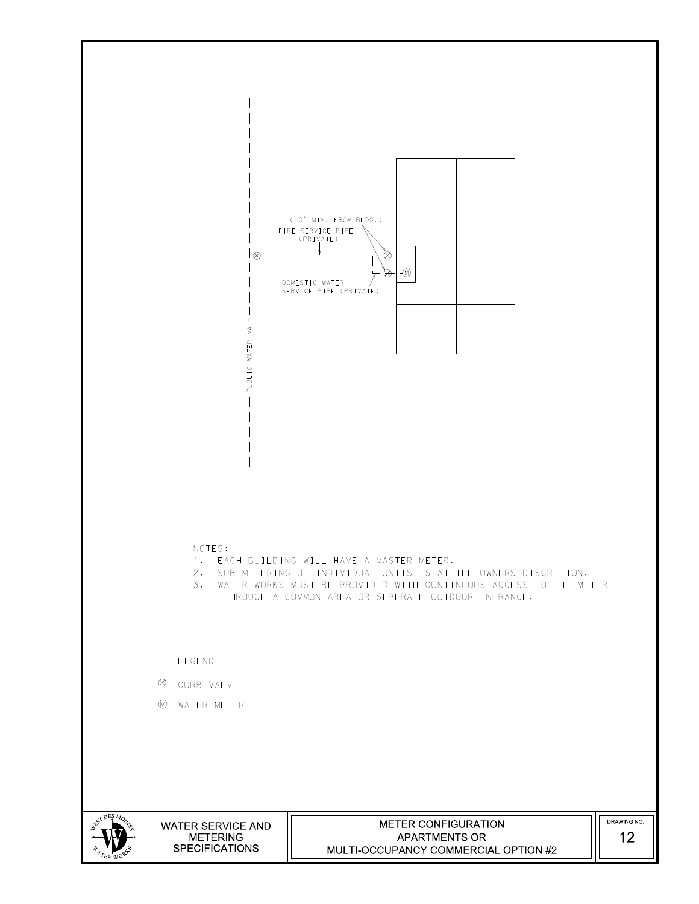(10' MIN. FROM BLDG.)

FIRE SERVICE PIPE (PRIVATE)

DOMESTIC WATER SERVICE PIPE (PRIVATE)

PUBLIC WATER MAIN

NOTES:

1. EACH BUILDING WILL HAVE A MASTER METER.
2. SUB-METERING OF INDIVIDUAL UNITS IS AT THE OWNERS DISCRETION.
3. WATER WORKS MUST BE PROVIDED WITH CONTINUOUS ACCESS TO THE METER THROUGH A COMMON AREA OR SEPERATE OUTDOOR ENTRANCE.

LEGEND

⊗ CURB VALVE

Ⓜ WATER METER

| WEST DES MOINES WATER WORKS | WATER SERVICE AND METERING SPECIFICATIONS | METER CONFIGURATION APARTMENTS OR MULTI-OCCUPANCY COMMERCIAL OPTION #2 | DRAWING NO. 12 |
|---|---|---|---|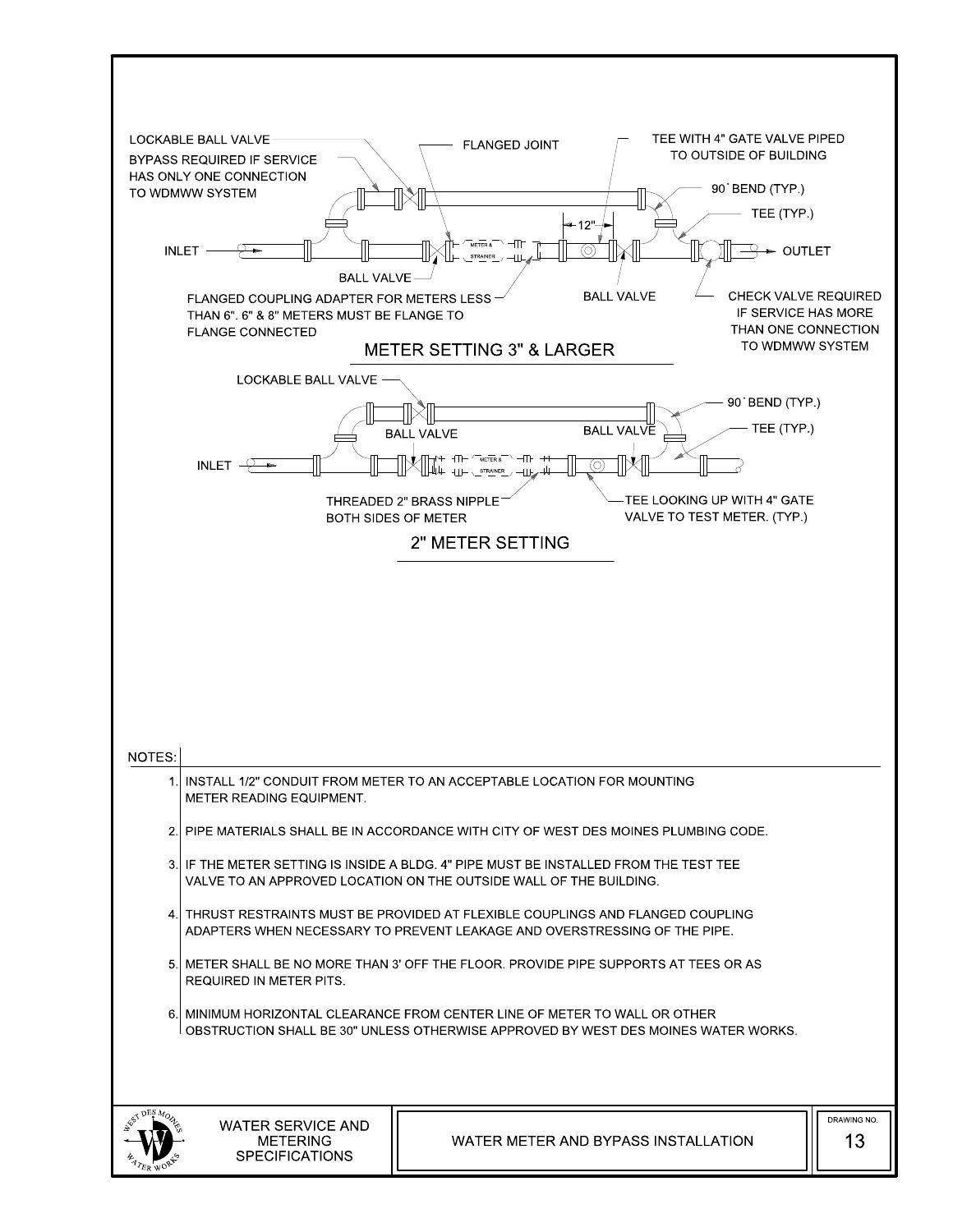LOCKABLE BALL VALVE

BYPASS REQUIRED IF SERVICE HAS ONLY ONE CONNECTION TO WDMWW SYSTEM

FLANGED JOINT

TEE WITH 4" GATE VALVE PIPED TO OUTSIDE OF BUILDING

90˚ BEND (TYP.)

TEE (TYP.)

12"

INLET

METER & STRAINER

OUTLET

BALL VALVE

FLANGED COUPLING ADAPTER FOR METERS LESS THAN 6". 6" & 8" METERS MUST BE FLANGE TO FLANGE CONNECTED

BALL VALVE

CHECK VALVE REQUIRED IF SERVICE HAS MORE THAN ONE CONNECTION TO WDMWW SYSTEM

## METER SETTING 3" & LARGER

LOCKABLE BALL VALVE

90˚ BEND (TYP.)

BALL VALVE

BALL VALVE

TEE (TYP.)

INLET

METER & STRAINER

THREADED 2" BRASS NIPPLE BOTH SIDES OF METER

TEE LOOKING UP WITH 4" GATE VALVE TO TEST METER. (TYP.)

## 2" METER SETTING

NOTES:

1. INSTALL 1/2" CONDUIT FROM METER TO AN ACCEPTABLE LOCATION FOR MOUNTING METER READING EQUIPMENT.

2. PIPE MATERIALS SHALL BE IN ACCORDANCE WITH CITY OF WEST DES MOINES PLUMBING CODE.

3. IF THE METER SETTING IS INSIDE A BLDG. 4" PIPE MUST BE INSTALLED FROM THE TEST TEE VALVE TO AN APPROVED LOCATION ON THE OUTSIDE WALL OF THE BUILDING.

4. THRUST RESTRAINTS MUST BE PROVIDED AT FLEXIBLE COUPLINGS AND FLANGED COUPLING ADAPTERS WHEN NECESSARY TO PREVENT LEAKAGE AND OVERSTRESSING OF THE PIPE.

5. METER SHALL BE NO MORE THAN 3' OFF THE FLOOR. PROVIDE PIPE SUPPORTS AT TEES OR AS REQUIRED IN METER PITS.

6. MINIMUM HORIZONTAL CLEARANCE FROM CENTER LINE OF METER TO WALL OR OTHER OBSTRUCTION SHALL BE 30" UNLESS OTHERWISE APPROVED BY WEST DES MOINES WATER WORKS.

| WEST DES MOINES WATER WORKS | WATER SERVICE AND METERING SPECIFICATIONS | WATER METER AND BYPASS INSTALLATION | DRAWING NO. 13 |
| --- | --- | --- | --- |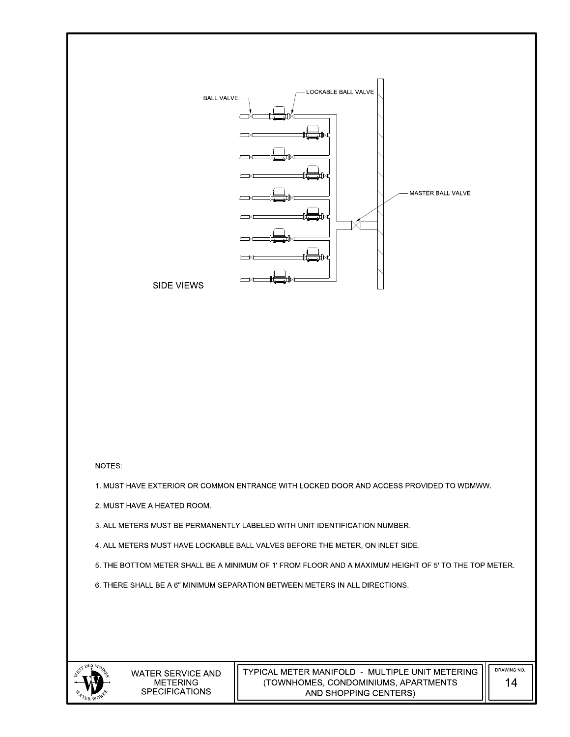BALL VALVE

LOCKABLE BALL VALVE

MASTER BALL VALVE

SIDE VIEWS

NOTES:

1. MUST HAVE EXTERIOR OR COMMON ENTRANCE WITH LOCKED DOOR AND ACCESS PROVIDED TO WDMWW.

2. MUST HAVE A HEATED ROOM.

3. ALL METERS MUST BE PERMANENTLY LABELED WITH UNIT IDENTIFICATION NUMBER.

4. ALL METERS MUST HAVE LOCKABLE BALL VALVES BEFORE THE METER, ON INLET SIDE.

5. THE BOTTOM METER SHALL BE A MINIMUM OF 1' FROM FLOOR AND A MAXIMUM HEIGHT OF 5' TO THE TOP METER.

6. THERE SHALL BE A 6" MINIMUM SEPARATION BETWEEN METERS IN ALL DIRECTIONS.

WEST DES MOINES WATER WORKS

WATER SERVICE AND METERING SPECIFICATIONS

TYPICAL METER MANIFOLD - MULTIPLE UNIT METERING (TOWNHOMES, CONDOMINIUMS, APARTMENTS AND SHOPPING CENTERS)

DRAWING NO. 14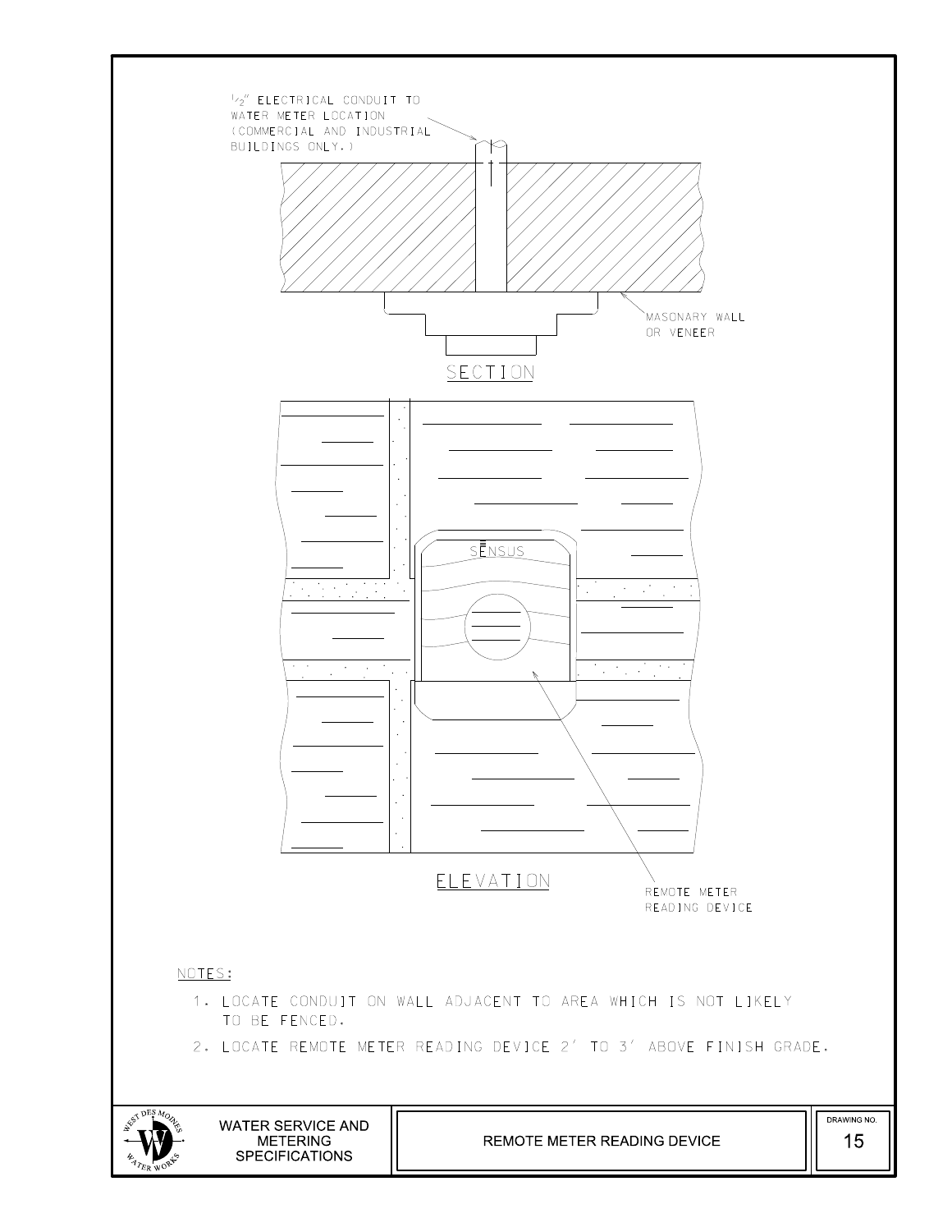½" ELECTRICAL CONDUIT TO WATER METER LOCATION (COMMERCIAL AND INDUSTRIAL BUILDINGS ONLY.)

MASONARY WALL OR VENEER

SECTION

SENSUS

ELEVATION

REMOTE METER READING DEVICE

NOTES:

1. LOCATE CONDUIT ON WALL ADJACENT TO AREA WHICH IS NOT LIKELY TO BE FENCED.
2. LOCATE REMOTE METER READING DEVICE 2' TO 3' ABOVE FINISH GRADE.

WEST DES MOINES WATER WORKS

WATER SERVICE AND METERING SPECIFICATIONS

REMOTE METER READING DEVICE

DRAWING NO. 15